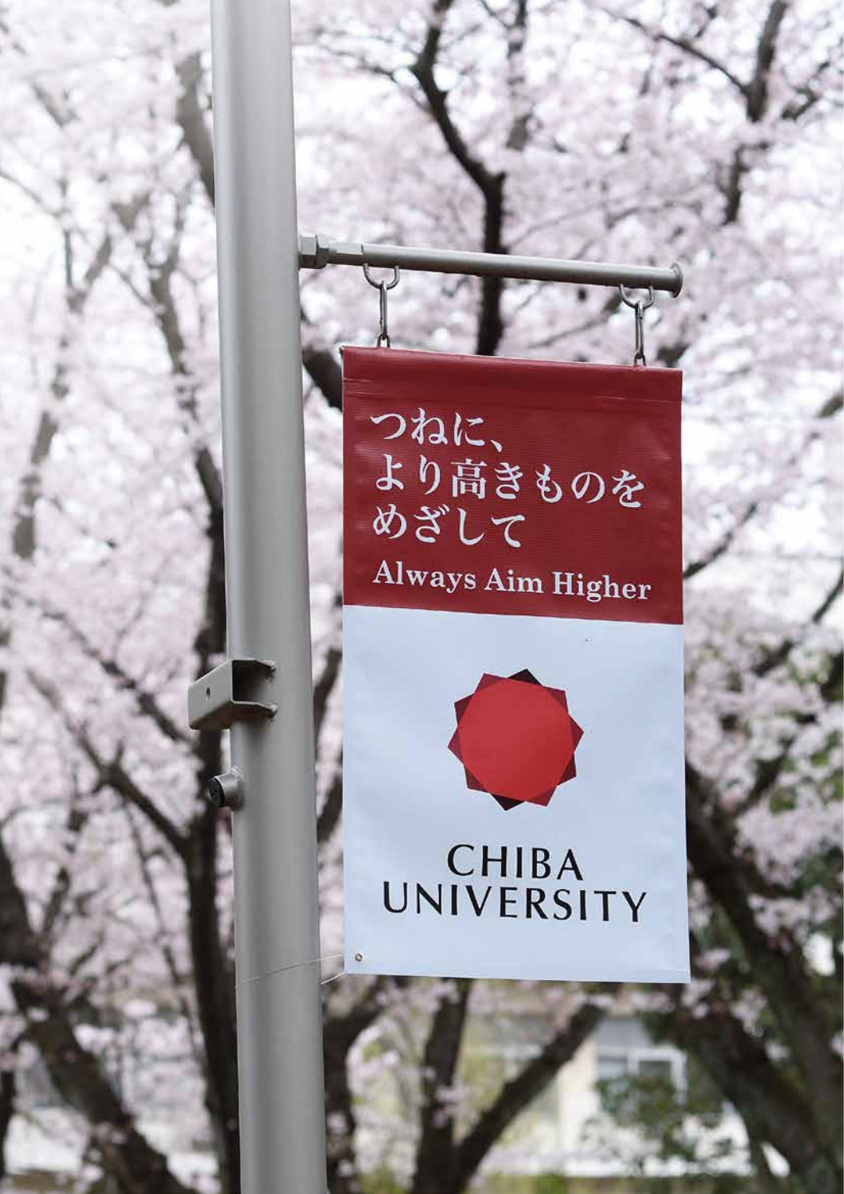つねに、
より高きものを
めざして

Always Aim Higher

CHIBA
UNIVERSITY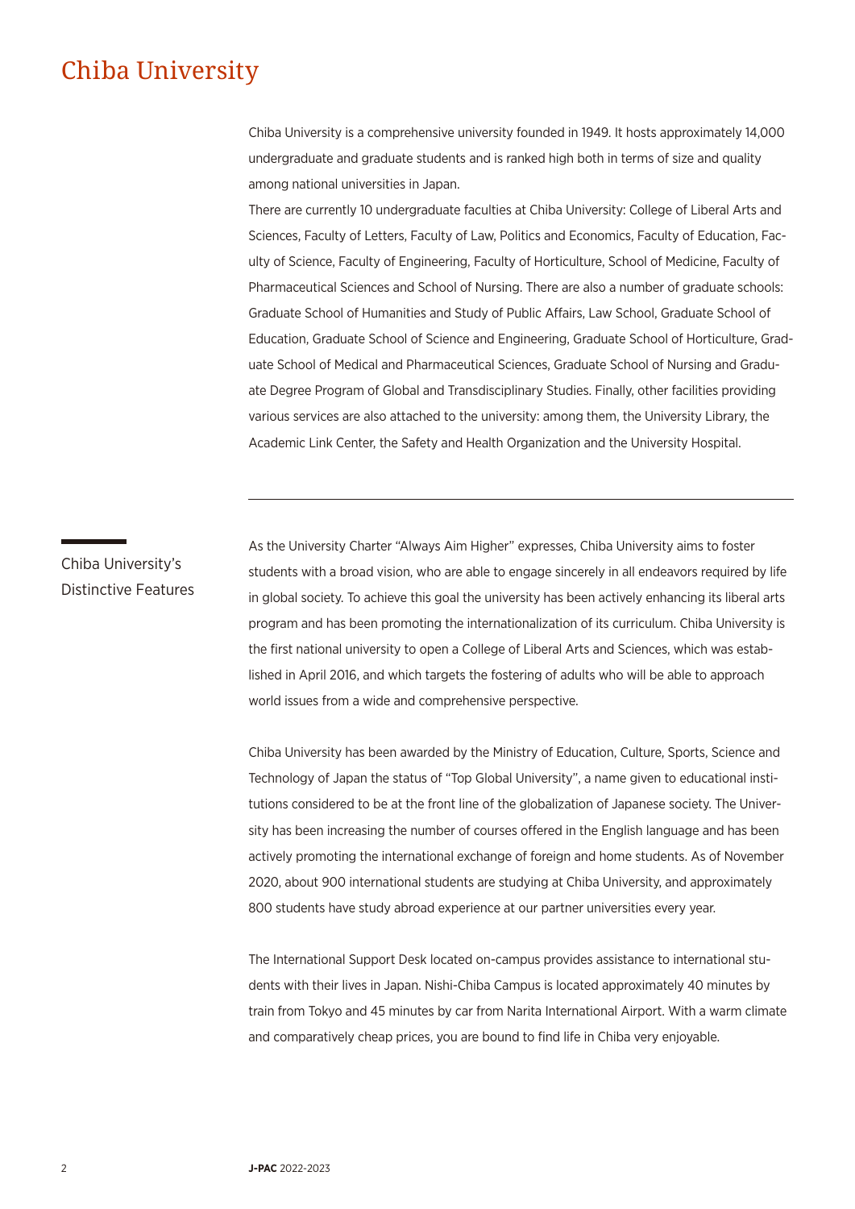# Chiba University

Chiba University is a comprehensive university founded in 1949. It hosts approximately 14,000 undergraduate and graduate students and is ranked high both in terms of size and quality among national universities in Japan.

There are currently 10 undergraduate faculties at Chiba University: College of Liberal Arts and Sciences, Faculty of Letters, Faculty of Law, Politics and Economics, Faculty of Education, Faculty of Science, Faculty of Engineering, Faculty of Horticulture, School of Medicine, Faculty of Pharmaceutical Sciences and School of Nursing. There are also a number of graduate schools: Graduate School of Humanities and Study of Public Affairs, Law School, Graduate School of Education, Graduate School of Science and Engineering, Graduate School of Horticulture, Graduate School of Medical and Pharmaceutical Sciences, Graduate School of Nursing and Graduate Degree Program of Global and Transdisciplinary Studies. Finally, other facilities providing various services are also attached to the university: among them, the University Library, the Academic Link Center, the Safety and Health Organization and the University Hospital.

---

## Chiba University's Distinctive Features

As the University Charter "Always Aim Higher" expresses, Chiba University aims to foster students with a broad vision, who are able to engage sincerely in all endeavors required by life in global society. To achieve this goal the university has been actively enhancing its liberal arts program and has been promoting the internationalization of its curriculum. Chiba University is the first national university to open a College of Liberal Arts and Sciences, which was established in April 2016, and which targets the fostering of adults who will be able to approach world issues from a wide and comprehensive perspective.

Chiba University has been awarded by the Ministry of Education, Culture, Sports, Science and Technology of Japan the status of "Top Global University", a name given to educational institutions considered to be at the front line of the globalization of Japanese society. The University has been increasing the number of courses offered in the English language and has been actively promoting the international exchange of foreign and home students. As of November 2020, about 900 international students are studying at Chiba University, and approximately 800 students have study abroad experience at our partner universities every year.

The International Support Desk located on-campus provides assistance to international students with their lives in Japan. Nishi-Chiba Campus is located approximately 40 minutes by train from Tokyo and 45 minutes by car from Narita International Airport. With a warm climate and comparatively cheap prices, you are bound to find life in Chiba very enjoyable.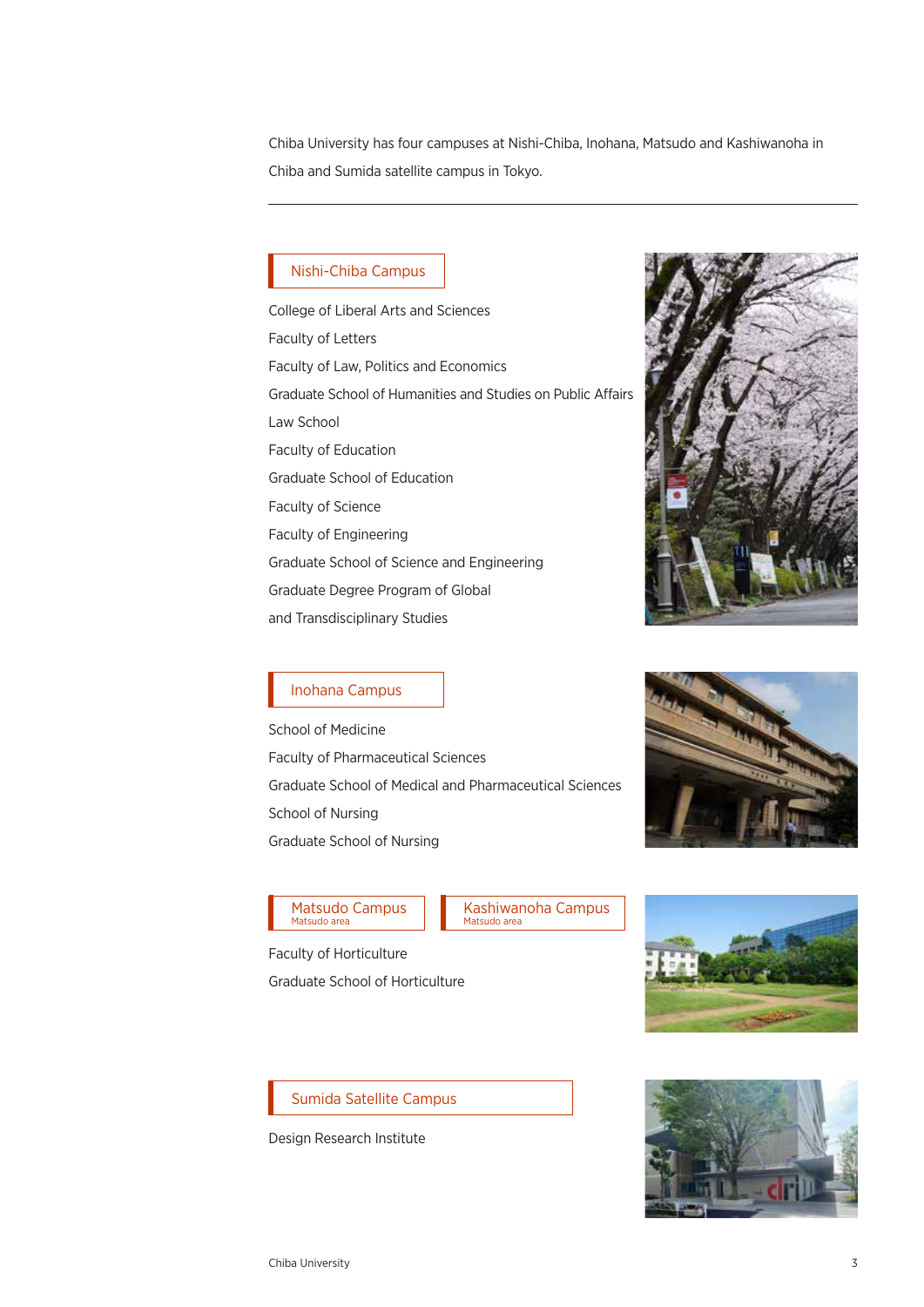Chiba University has four campuses at Nishi-Chiba, Inohana, Matsudo and Kashiwanoha in Chiba and Sumida satellite campus in Tokyo.

---

## Nishi-Chiba Campus

College of Liberal Arts and Sciences

Faculty of Letters

Faculty of Law, Politics and Economics

Graduate School of Humanities and Studies on Public Affairs

Law School

Faculty of Education

Graduate School of Education

Faculty of Science

Faculty of Engineering

Graduate School of Science and Engineering

Graduate Degree Program of Global and Transdisciplinary Studies

## Inohana Campus

School of Medicine

Faculty of Pharmaceutical Sciences

Graduate School of Medical and Pharmaceutical Sciences

School of Nursing

Graduate School of Nursing

## Matsudo Campus

Matsudo area

## Kashiwanoha Campus

Matsudo area

Faculty of Horticulture

Graduate School of Horticulture

## Sumida Satellite Campus

Design Research Institute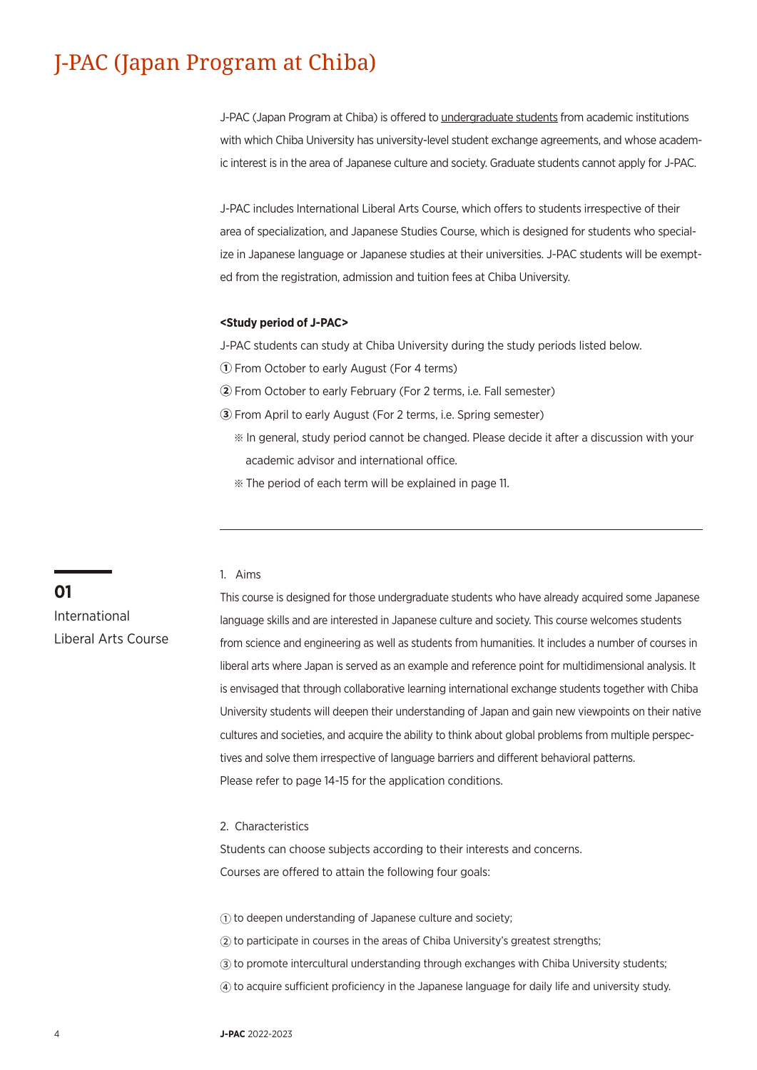# J-PAC (Japan Program at Chiba)

J-PAC (Japan Program at Chiba) is offered to undergraduate students from academic institutions with which Chiba University has university-level student exchange agreements, and whose academic interest is in the area of Japanese culture and society. Graduate students cannot apply for J-PAC.

J-PAC includes International Liberal Arts Course, which offers to students irrespective of their area of specialization, and Japanese Studies Course, which is designed for students who specialize in Japanese language or Japanese studies at their universities. J-PAC students will be exempted from the registration, admission and tuition fees at Chiba University.

**<Study period of J-PAC>**

J-PAC students can study at Chiba University during the study periods listed below.

➀ From October to early August (For 4 terms)

➁ From October to early February (For 2 terms, i.e. Fall semester)

➂ From April to early August (For 2 terms, i.e. Spring semester)

※ In general, study period cannot be changed. Please decide it after a discussion with your academic advisor and international office.

※ The period of each term will be explained in page 11.

---

## 01 International Liberal Arts Course

1. Aims

This course is designed for those undergraduate students who have already acquired some Japanese language skills and are interested in Japanese culture and society. This course welcomes students from science and engineering as well as students from humanities. It includes a number of courses in liberal arts where Japan is served as an example and reference point for multidimensional analysis. It is envisaged that through collaborative learning international exchange students together with Chiba University students will deepen their understanding of Japan and gain new viewpoints on their native cultures and societies, and acquire the ability to think about global problems from multiple perspectives and solve them irrespective of language barriers and different behavioral patterns.
Please refer to page 14-15 for the application conditions.

2. Characteristics

Students can choose subjects according to their interests and concerns.
Courses are offered to attain the following four goals:

① to deepen understanding of Japanese culture and society;

② to participate in courses in the areas of Chiba University's greatest strengths;

③ to promote intercultural understanding through exchanges with Chiba University students;

④ to acquire sufficient proficiency in the Japanese language for daily life and university study.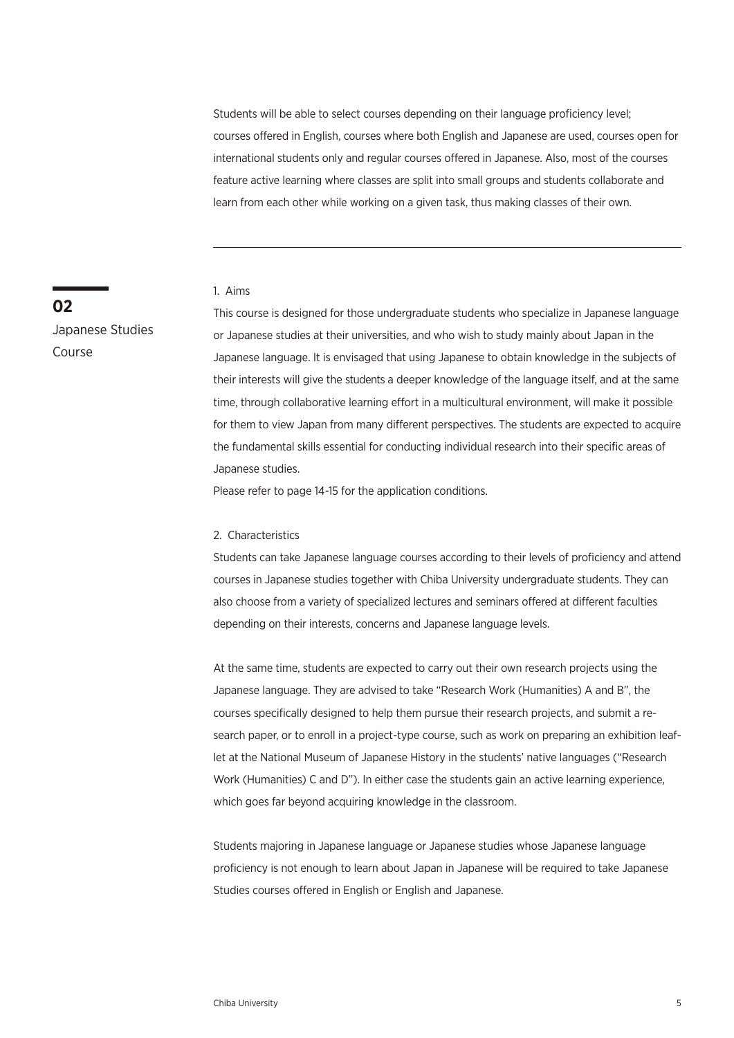Students will be able to select courses depending on their language proficiency level; courses offered in English, courses where both English and Japanese are used, courses open for international students only and regular courses offered in Japanese. Also, most of the courses feature active learning where classes are split into small groups and students collaborate and learn from each other while working on a given task, thus making classes of their own.

---

## 02 Japanese Studies Course

1. Aims

This course is designed for those undergraduate students who specialize in Japanese language or Japanese studies at their universities, and who wish to study mainly about Japan in the Japanese language. It is envisaged that using Japanese to obtain knowledge in the subjects of their interests will give the students a deeper knowledge of the language itself, and at the same time, through collaborative learning effort in a multicultural environment, will make it possible for them to view Japan from many different perspectives. The students are expected to acquire the fundamental skills essential for conducting individual research into their specific areas of Japanese studies.

Please refer to page 14-15 for the application conditions.

2. Characteristics

Students can take Japanese language courses according to their levels of proficiency and attend courses in Japanese studies together with Chiba University undergraduate students. They can also choose from a variety of specialized lectures and seminars offered at different faculties depending on their interests, concerns and Japanese language levels.

At the same time, students are expected to carry out their own research projects using the Japanese language. They are advised to take "Research Work (Humanities) A and B", the courses specifically designed to help them pursue their research projects, and submit a research paper, or to enroll in a project-type course, such as work on preparing an exhibition leaflet at the National Museum of Japanese History in the students' native languages ("Research Work (Humanities) C and D"). In either case the students gain an active learning experience, which goes far beyond acquiring knowledge in the classroom.

Students majoring in Japanese language or Japanese studies whose Japanese language proficiency is not enough to learn about Japan in Japanese will be required to take Japanese Studies courses offered in English or English and Japanese.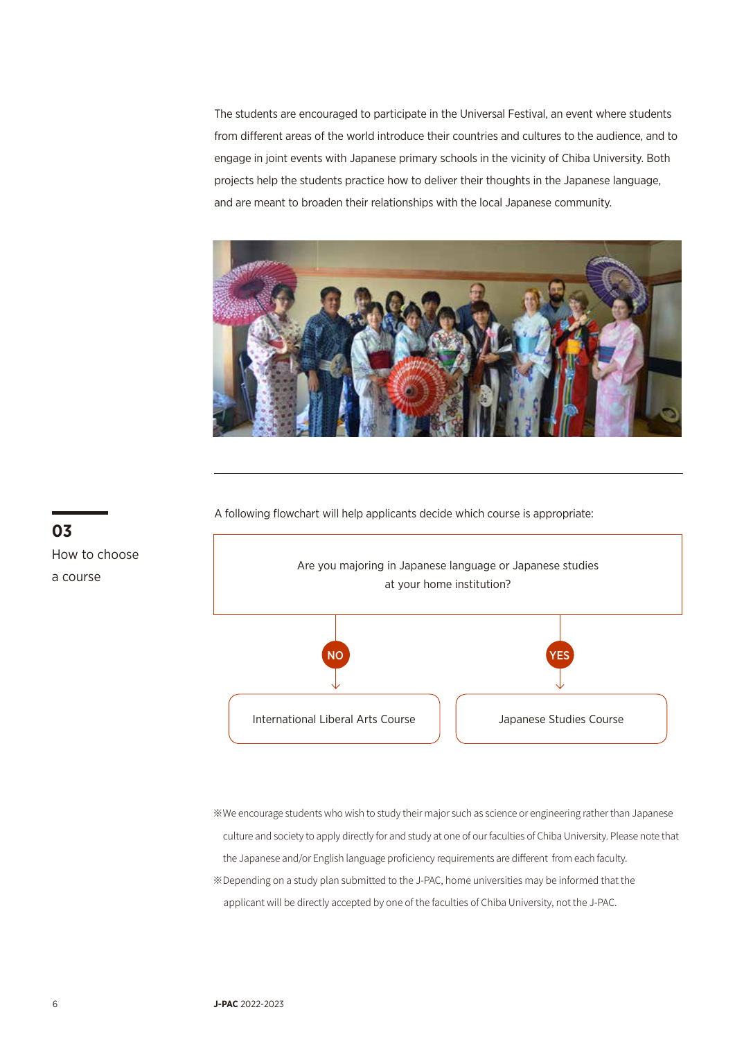The students are encouraged to participate in the Universal Festival, an event where students from different areas of the world introduce their countries and cultures to the audience, and to engage in joint events with Japanese primary schools in the vicinity of Chiba University. Both projects help the students practice how to deliver their thoughts in the Japanese language, and are meant to broaden their relationships with the local Japanese community.

## 03 How to choose a course

A following flowchart will help applicants decide which course is appropriate:

Are you majoring in Japanese language or Japanese studies at your home institution?

- **NO** → International Liberal Arts Course
- **YES** → Japanese Studies Course

※We encourage students who wish to study their major such as science or engineering rather than Japanese culture and society to apply directly for and study at one of our faculties of Chiba University. Please note that the Japanese and/or English language proficiency requirements are different from each faculty.

※Depending on a study plan submitted to the J-PAC, home universities may be informed that the applicant will be directly accepted by one of the faculties of Chiba University, not the J-PAC.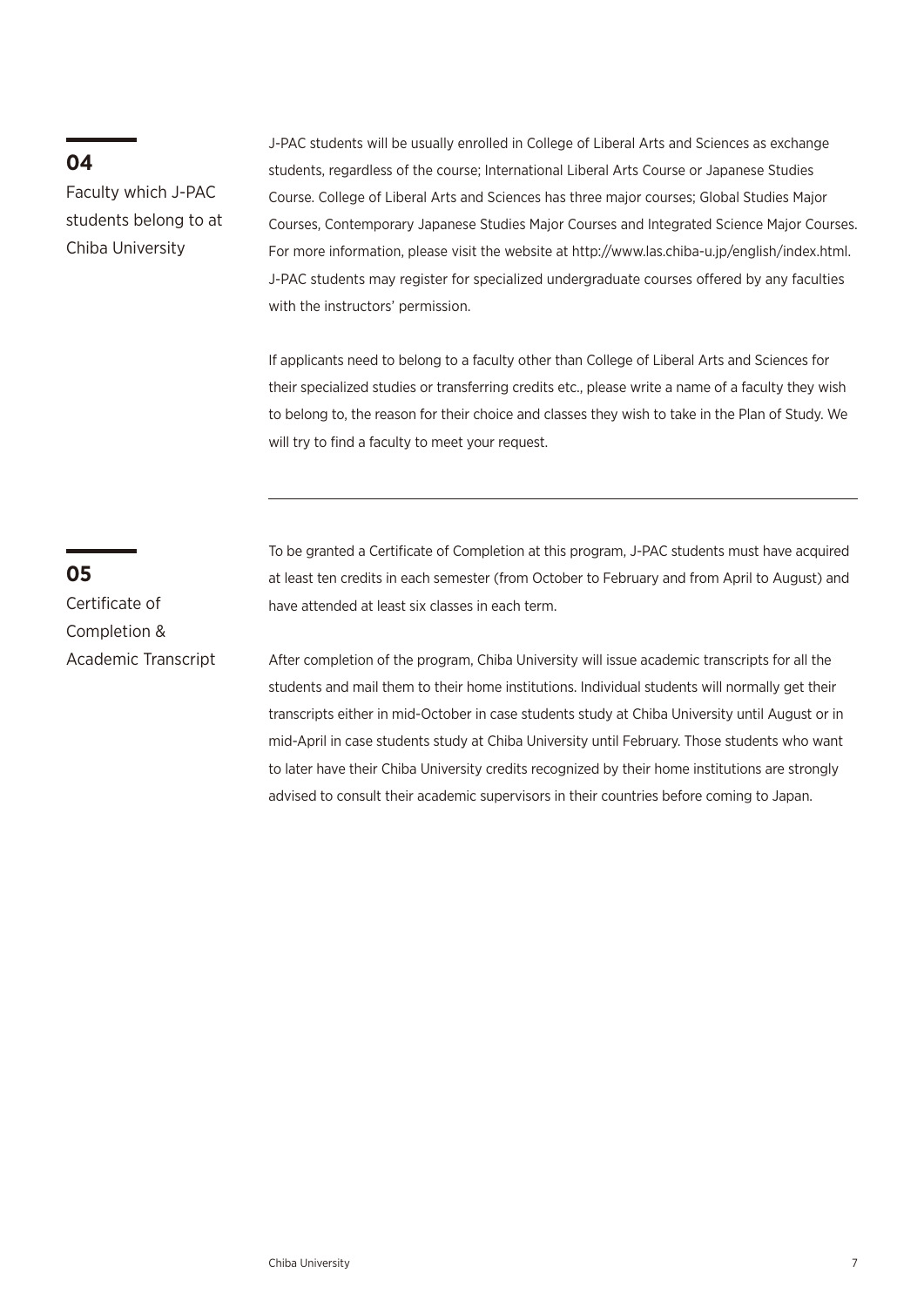## 04

### Faculty which J-PAC students belong to at Chiba University

J-PAC students will be usually enrolled in College of Liberal Arts and Sciences as exchange students, regardless of the course; International Liberal Arts Course or Japanese Studies Course. College of Liberal Arts and Sciences has three major courses; Global Studies Major Courses, Contemporary Japanese Studies Major Courses and Integrated Science Major Courses. For more information, please visit the website at http://www.las.chiba-u.jp/english/index.html. J-PAC students may register for specialized undergraduate courses offered by any faculties with the instructors' permission.

If applicants need to belong to a faculty other than College of Liberal Arts and Sciences for their specialized studies or transferring credits etc., please write a name of a faculty they wish to belong to, the reason for their choice and classes they wish to take in the Plan of Study. We will try to find a faculty to meet your request.

---

## 05

### Certificate of Completion & Academic Transcript

To be granted a Certificate of Completion at this program, J-PAC students must have acquired at least ten credits in each semester (from October to February and from April to August) and have attended at least six classes in each term.

After completion of the program, Chiba University will issue academic transcripts for all the students and mail them to their home institutions. Individual students will normally get their transcripts either in mid-October in case students study at Chiba University until August or in mid-April in case students study at Chiba University until February. Those students who want to later have their Chiba University credits recognized by their home institutions are strongly advised to consult their academic supervisors in their countries before coming to Japan.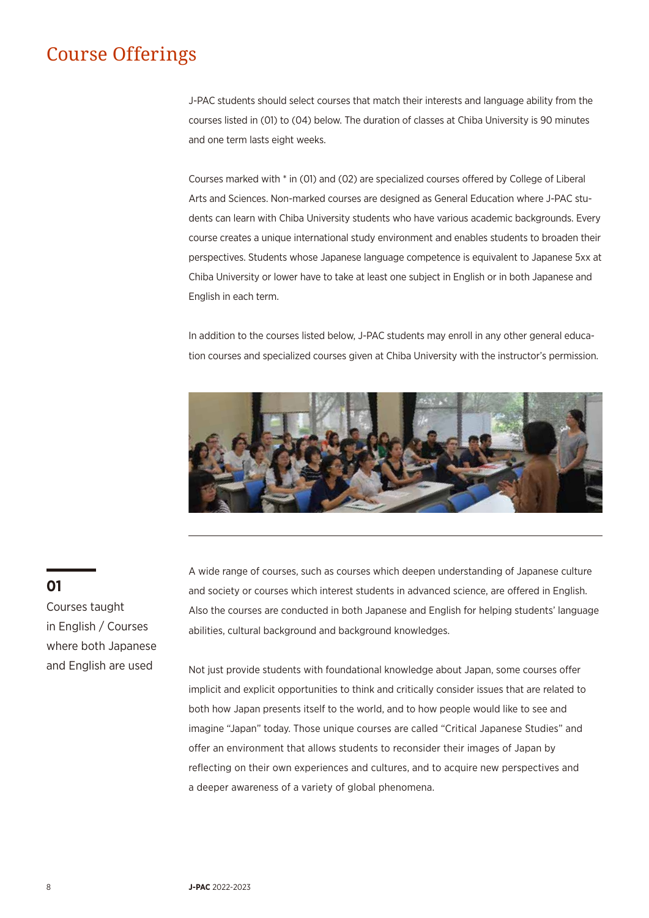# Course Offerings

J-PAC students should select courses that match their interests and language ability from the courses listed in (01) to (04) below. The duration of classes at Chiba University is 90 minutes and one term lasts eight weeks.

Courses marked with * in (01) and (02) are specialized courses offered by College of Liberal Arts and Sciences. Non-marked courses are designed as General Education where J-PAC students can learn with Chiba University students who have various academic backgrounds. Every course creates a unique international study environment and enables students to broaden their perspectives. Students whose Japanese language competence is equivalent to Japanese 5xx at Chiba University or lower have to take at least one subject in English or in both Japanese and English in each term.

In addition to the courses listed below, J-PAC students may enroll in any other general education courses and specialized courses given at Chiba University with the instructor's permission.

## 01 Courses taught in English / Courses where both Japanese and English are used

A wide range of courses, such as courses which deepen understanding of Japanese culture and society or courses which interest students in advanced science, are offered in English. Also the courses are conducted in both Japanese and English for helping students' language abilities, cultural background and background knowledges.

Not just provide students with foundational knowledge about Japan, some courses offer implicit and explicit opportunities to think and critically consider issues that are related to both how Japan presents itself to the world, and to how people would like to see and imagine "Japan" today. Those unique courses are called "Critical Japanese Studies" and offer an environment that allows students to reconsider their images of Japan by reflecting on their own experiences and cultures, and to acquire new perspectives and a deeper awareness of a variety of global phenomena.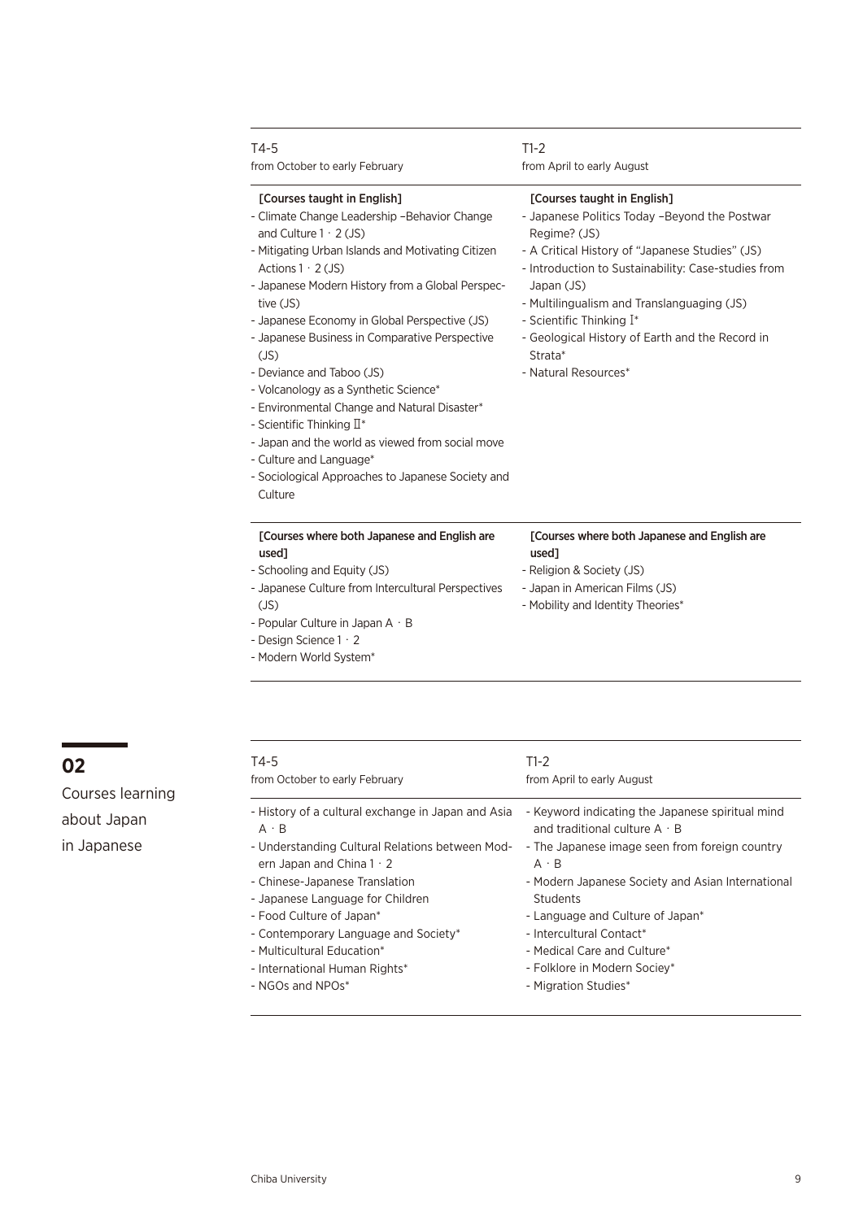| T4-5<br>from October to early February | T1-2<br>from April to early August |
|---|---|
| **[Courses taught in English]**<br>- Climate Change Leadership –Behavior Change and Culture 1・2 (JS)<br>- Mitigating Urban Islands and Motivating Citizen Actions 1・2 (JS)<br>- Japanese Modern History from a Global Perspective (JS)<br>- Japanese Economy in Global Perspective (JS)<br>- Japanese Business in Comparative Perspective (JS)<br>- Deviance and Taboo (JS)<br>- Volcanology as a Synthetic Science*<br>- Environmental Change and Natural Disaster*<br>- Scientific Thinking Ⅱ*<br>- Japan and the world as viewed from social move<br>- Culture and Language*<br>- Sociological Approaches to Japanese Society and Culture | **[Courses taught in English]**<br>- Japanese Politics Today –Beyond the Postwar Regime? (JS)<br>- A Critical History of "Japanese Studies" (JS)<br>- Introduction to Sustainability: Case-studies from Japan (JS)<br>- Multilingualism and Translanguaging (JS)<br>- Scientific Thinking Ⅰ*<br>- Geological History of Earth and the Record in Strata*<br>- Natural Resources* |
| **[Courses where both Japanese and English are used]**<br>- Schooling and Equity (JS)<br>- Japanese Culture from Intercultural Perspectives (JS)<br>- Popular Culture in Japan A・B<br>- Design Science 1・2<br>- Modern World System* | **[Courses where both Japanese and English are used]**<br>- Religion & Society (JS)<br>- Japan in American Films (JS)<br>- Mobility and Identity Theories* |

## 02

Courses learning about Japan in Japanese

| T4-5<br>from October to early February | T1-2<br>from April to early August |
|---|---|
| - History of a cultural exchange in Japan and Asia A・B<br>- Understanding Cultural Relations between Modern Japan and China 1・2<br>- Chinese-Japanese Translation<br>- Japanese Language for Children<br>- Food Culture of Japan*<br>- Contemporary Language and Society*<br>- Multicultural Education*<br>- International Human Rights*<br>- NGOs and NPOs* | - Keyword indicating the Japanese spiritual mind and traditional culture A・B<br>- The Japanese image seen from foreign country A・B<br>- Modern Japanese Society and Asian International Students<br>- Language and Culture of Japan*<br>- Intercultural Contact*<br>- Medical Care and Culture*<br>- Folklore in Modern Sociey*<br>- Migration Studies* |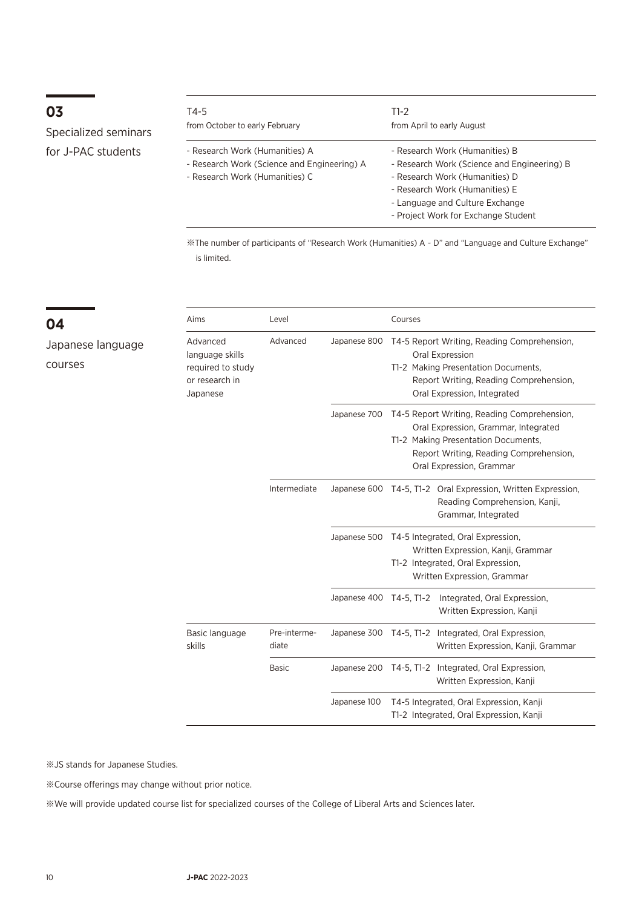## 03

### Specialized seminars for J-PAC students

| T4-5<br>from October to early February | T1-2<br>from April to early August |
|---|---|
| - Research Work (Humanities) A<br>- Research Work (Science and Engineering) A<br>- Research Work (Humanities) C | - Research Work (Humanities) B<br>- Research Work (Science and Engineering) B<br>- Research Work (Humanities) D<br>- Research Work (Humanities) E<br>- Language and Culture Exchange<br>- Project Work for Exchange Student |

※The number of participants of "Research Work (Humanities) A - D" and "Language and Culture Exchange" is limited.

## 04

### Japanese language courses

| Aims | Level | | Courses |
|---|---|---|---|
| Advanced language skills required to study or research in Japanese | Advanced | Japanese 800 | T4-5 Report Writing, Reading Comprehension, Oral Expression<br>T1-2 Making Presentation Documents, Report Writing, Reading Comprehension, Oral Expression, Integrated |
| | | Japanese 700 | T4-5 Report Writing, Reading Comprehension, Oral Expression, Grammar, Integrated<br>T1-2 Making Presentation Documents, Report Writing, Reading Comprehension, Oral Expression, Grammar |
| | Intermediate | Japanese 600 | T4-5, T1-2 Oral Expression, Written Expression, Reading Comprehension, Kanji, Grammar, Integrated |
| | | Japanese 500 | T4-5 Integrated, Oral Expression, Written Expression, Kanji, Grammar<br>T1-2 Integrated, Oral Expression, Written Expression, Grammar |
| | | Japanese 400 | T4-5, T1-2 Integrated, Oral Expression, Written Expression, Kanji |
| Basic language skills | Pre-intermediate | Japanese 300 | T4-5, T1-2 Integrated, Oral Expression, Written Expression, Kanji, Grammar |
| | Basic | Japanese 200 | T4-5, T1-2 Integrated, Oral Expression, Written Expression, Kanji |
| | | Japanese 100 | T4-5 Integrated, Oral Expression, Kanji<br>T1-2 Integrated, Oral Expression, Kanji |

※JS stands for Japanese Studies.

※Course offerings may change without prior notice.

※We will provide updated course list for specialized courses of the College of Liberal Arts and Sciences later.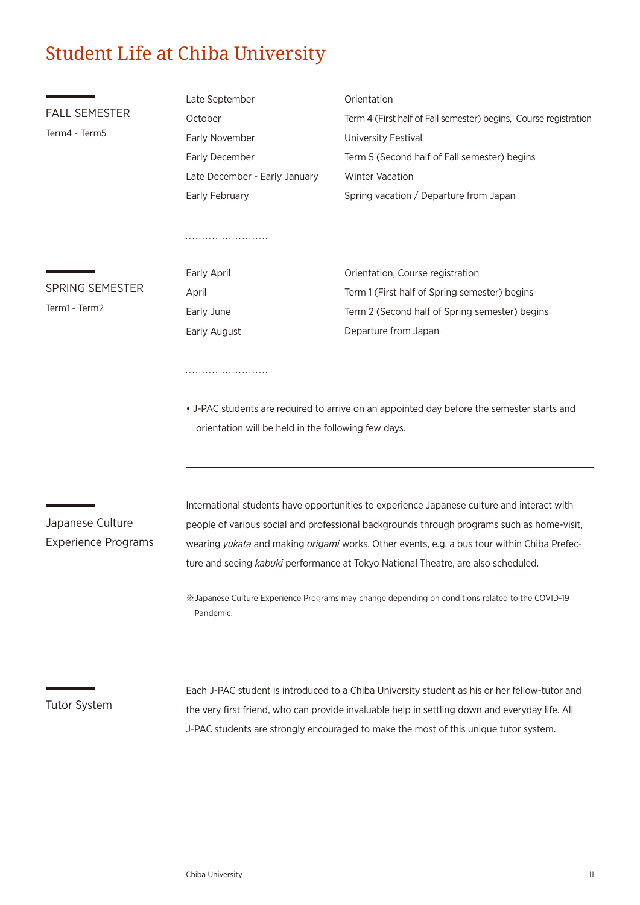# Student Life at Chiba University

## FALL SEMESTER

Term4 - Term5

| | |
|---|---|
| Late September | Orientation |
| October | Term 4 (First half of Fall semester) begins, Course registration |
| Early November | University Festival |
| Early December | Term 5 (Second half of Fall semester) begins |
| Late December - Early January | Winter Vacation |
| Early February | Spring vacation / Departure from Japan |

## SPRING SEMESTER

Term1 - Term2

| | |
|---|---|
| Early April | Orientation, Course registration |
| April | Term 1 (First half of Spring semester) begins |
| Early June | Term 2 (Second half of Spring semester) begins |
| Early August | Departure from Japan |

- J-PAC students are required to arrive on an appointed day before the semester starts and orientation will be held in the following few days.

## Japanese Culture Experience Programs

International students have opportunities to experience Japanese culture and interact with people of various social and professional backgrounds through programs such as home-visit, wearing *yukata* and making *origami* works. Other events, e.g. a bus tour within Chiba Prefecture and seeing *kabuki* performance at Tokyo National Theatre, are also scheduled.

※Japanese Culture Experience Programs may change depending on conditions related to the COVID-19 Pandemic.

## Tutor System

Each J-PAC student is introduced to a Chiba University student as his or her fellow-tutor and the very first friend, who can provide invaluable help in settling down and everyday life. All J-PAC students are strongly encouraged to make the most of this unique tutor system.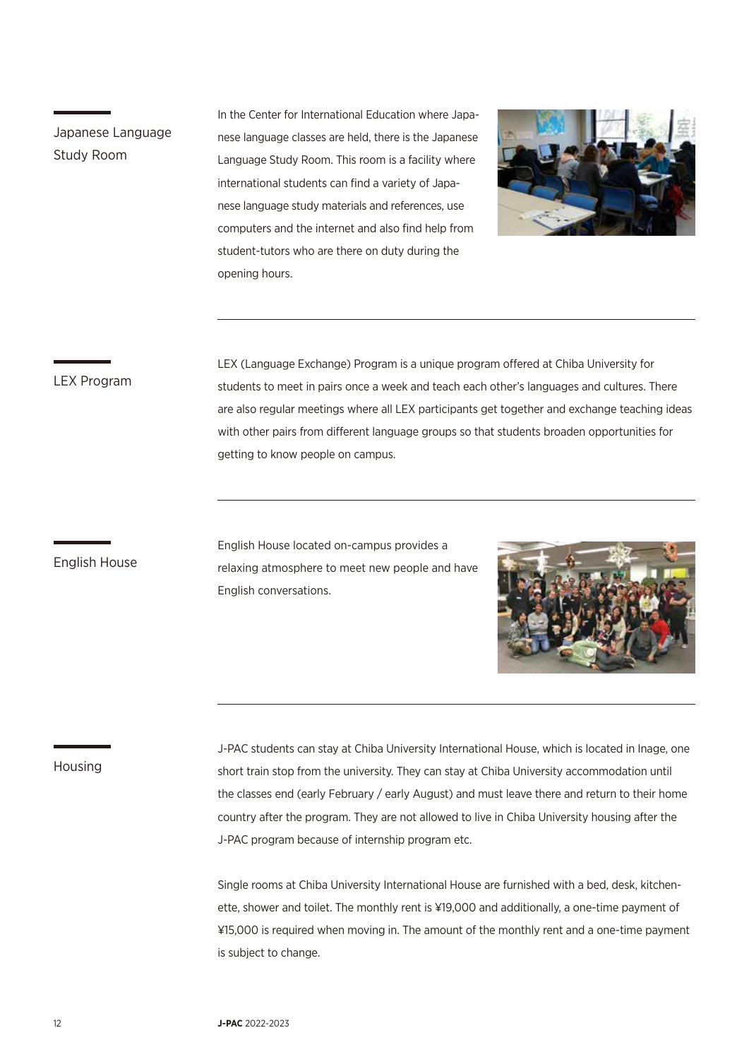## Japanese Language Study Room

In the Center for International Education where Japanese language classes are held, there is the Japanese Language Study Room. This room is a facility where international students can find a variety of Japanese language study materials and references, use computers and the internet and also find help from student-tutors who are there on duty during the opening hours.

## LEX Program

LEX (Language Exchange) Program is a unique program offered at Chiba University for students to meet in pairs once a week and teach each other's languages and cultures. There are also regular meetings where all LEX participants get together and exchange teaching ideas with other pairs from different language groups so that students broaden opportunities for getting to know people on campus.

## English House

English House located on-campus provides a relaxing atmosphere to meet new people and have English conversations.

## Housing

J-PAC students can stay at Chiba University International House, which is located in Inage, one short train stop from the university. They can stay at Chiba University accommodation until the classes end (early February / early August) and must leave there and return to their home country after the program. They are not allowed to live in Chiba University housing after the J-PAC program because of internship program etc.

Single rooms at Chiba University International House are furnished with a bed, desk, kitchenette, shower and toilet. The monthly rent is ¥19,000 and additionally, a one-time payment of ¥15,000 is required when moving in. The amount of the monthly rent and a one-time payment is subject to change.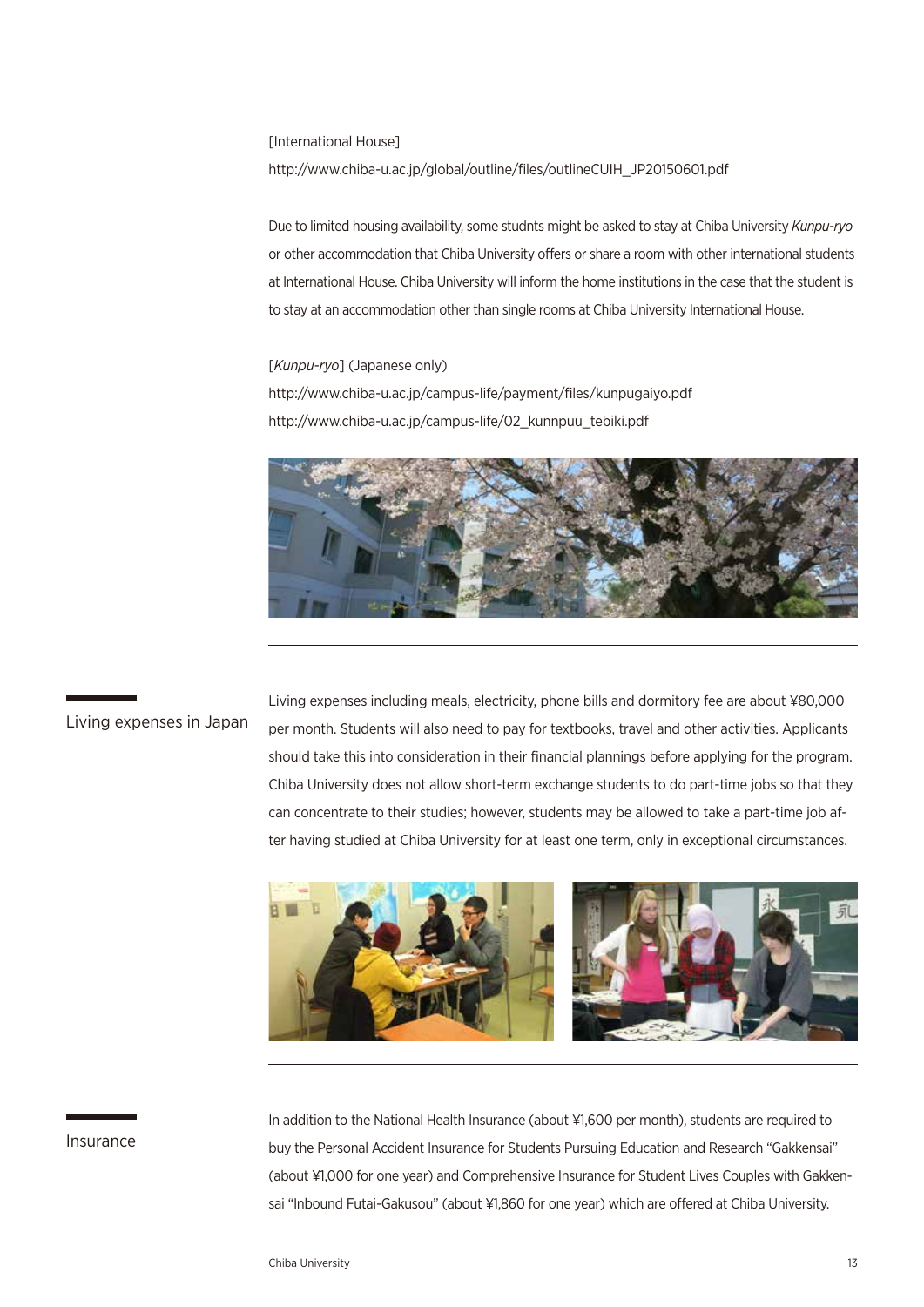[International House]

http://www.chiba-u.ac.jp/global/outline/files/outlineCUIH_JP20150601.pdf

Due to limited housing availability, some studnts might be asked to stay at Chiba University *Kunpu-ryo* or other accommodation that Chiba University offers or share a room with other international students at International House. Chiba University will inform the home institutions in the case that the student is to stay at an accommodation other than single rooms at Chiba University International House.

[*Kunpu-ryo*] (Japanese only)

http://www.chiba-u.ac.jp/campus-life/payment/files/kunpugaiyo.pdf

http://www.chiba-u.ac.jp/campus-life/02_kunnpuu_tebiki.pdf

## Living expenses in Japan

Living expenses including meals, electricity, phone bills and dormitory fee are about ¥80,000 per month. Students will also need to pay for textbooks, travel and other activities. Applicants should take this into consideration in their financial plannings before applying for the program. Chiba University does not allow short-term exchange students to do part-time jobs so that they can concentrate to their studies; however, students may be allowed to take a part-time job after having studied at Chiba University for at least one term, only in exceptional circumstances.

## Insurance

In addition to the National Health Insurance (about ¥1,600 per month), students are required to buy the Personal Accident Insurance for Students Pursuing Education and Research "Gakkensai" (about ¥1,000 for one year) and Comprehensive Insurance for Student Lives Couples with Gakkensai "Inbound Futai-Gakusou" (about ¥1,860 for one year) which are offered at Chiba University.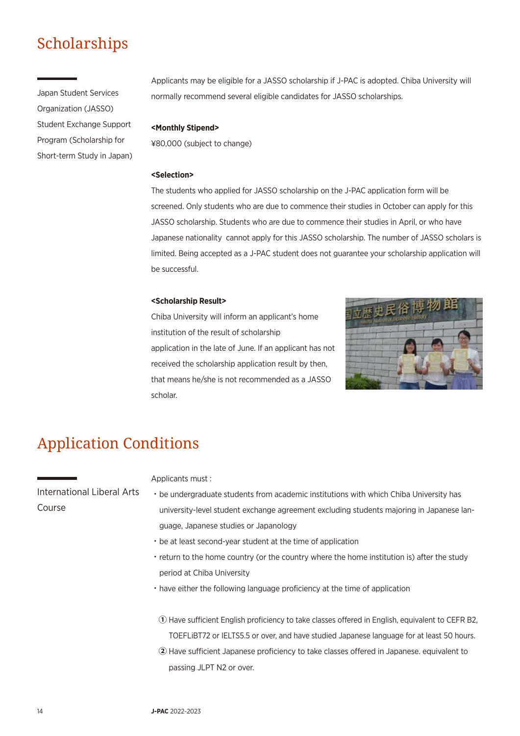# Scholarships

**Japan Student Services Organization (JASSO) Student Exchange Support Program (Scholarship for Short-term Study in Japan)**

Applicants may be eligible for a JASSO scholarship if J-PAC is adopted. Chiba University will normally recommend several eligible candidates for JASSO scholarships.

**<Monthly Stipend>**

¥80,000 (subject to change)

**<Selection>**

The students who applied for JASSO scholarship on the J-PAC application form will be screened. Only students who are due to commence their studies in October can apply for this JASSO scholarship. Students who are due to commence their studies in April, or who have Japanese nationality cannot apply for this JASSO scholarship. The number of JASSO scholars is limited. Being accepted as a J-PAC student does not guarantee your scholarship application will be successful.

**<Scholarship Result>**

Chiba University will inform an applicant's home institution of the result of scholarship application in the late of June. If an applicant has not received the scholarship application result by then, that means he/she is not recommended as a JASSO scholar.

# Application Conditions

**International Liberal Arts Course**

Applicants must :

- be undergraduate students from academic institutions with which Chiba University has university-level student exchange agreement excluding students majoring in Japanese language, Japanese studies or Japanology
- be at least second-year student at the time of application
- return to the home country (or the country where the home institution is) after the study period at Chiba University
- have either the following language proficiency at the time of application

① Have sufficient English proficiency to take classes offered in English, equivalent to CEFR B2, TOEFLiBT72 or IELTS5.5 or over, and have studied Japanese language for at least 50 hours.

② Have sufficient Japanese proficiency to take classes offered in Japanese. equivalent to passing JLPT N2 or over.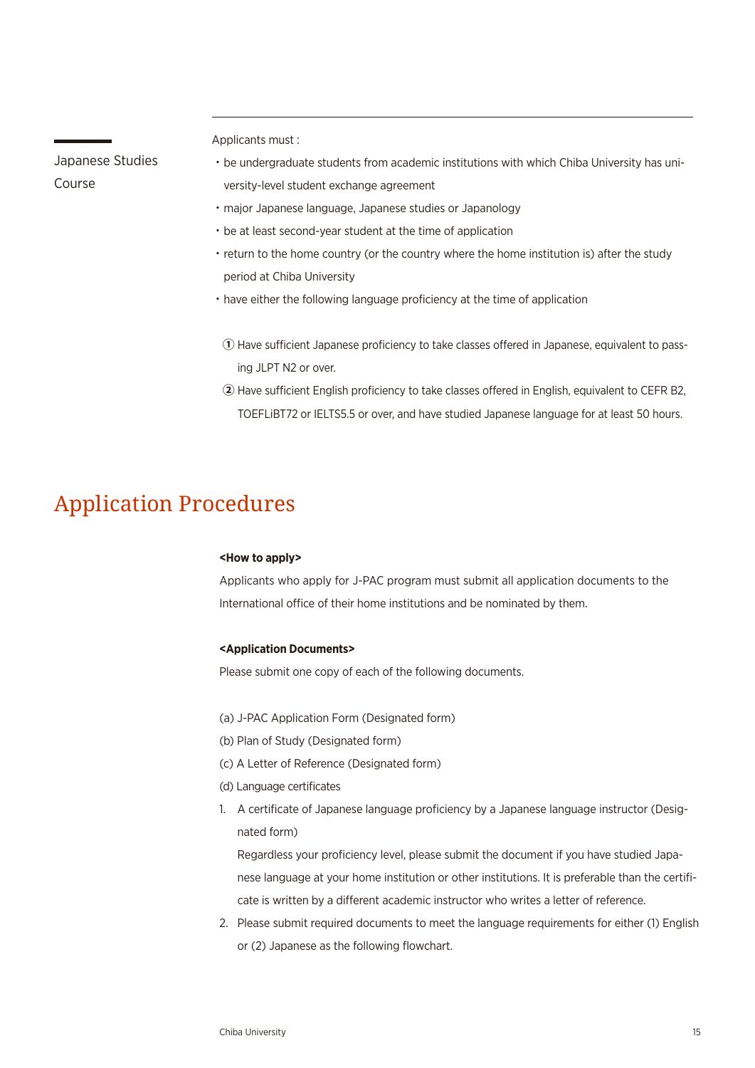### Japanese Studies Course

Applicants must :

- be undergraduate students from academic institutions with which Chiba University has university-level student exchange agreement
- major Japanese language, Japanese studies or Japanology
- be at least second-year student at the time of application
- return to the home country (or the country where the home institution is) after the study period at Chiba University
- have either the following language proficiency at the time of application

① Have sufficient Japanese proficiency to take classes offered in Japanese, equivalent to passing JLPT N2 or over.

② Have sufficient English proficiency to take classes offered in English, equivalent to CEFR B2, TOEFLiBT72 or IELTS5.5 or over, and have studied Japanese language for at least 50 hours.

# Application Procedures

**<How to apply>**

Applicants who apply for J-PAC program must submit all application documents to the International office of their home institutions and be nominated by them.

**<Application Documents>**

Please submit one copy of each of the following documents.

(a) J-PAC Application Form (Designated form)

(b) Plan of Study (Designated form)

(c) A Letter of Reference (Designated form)

(d) Language certificates

1. A certificate of Japanese language proficiency by a Japanese language instructor (Designated form)
   Regardless your proficiency level, please submit the document if you have studied Japanese language at your home institution or other institutions. It is preferable than the certificate is written by a different academic instructor who writes a letter of reference.
2. Please submit required documents to meet the language requirements for either (1) English or (2) Japanese as the following flowchart.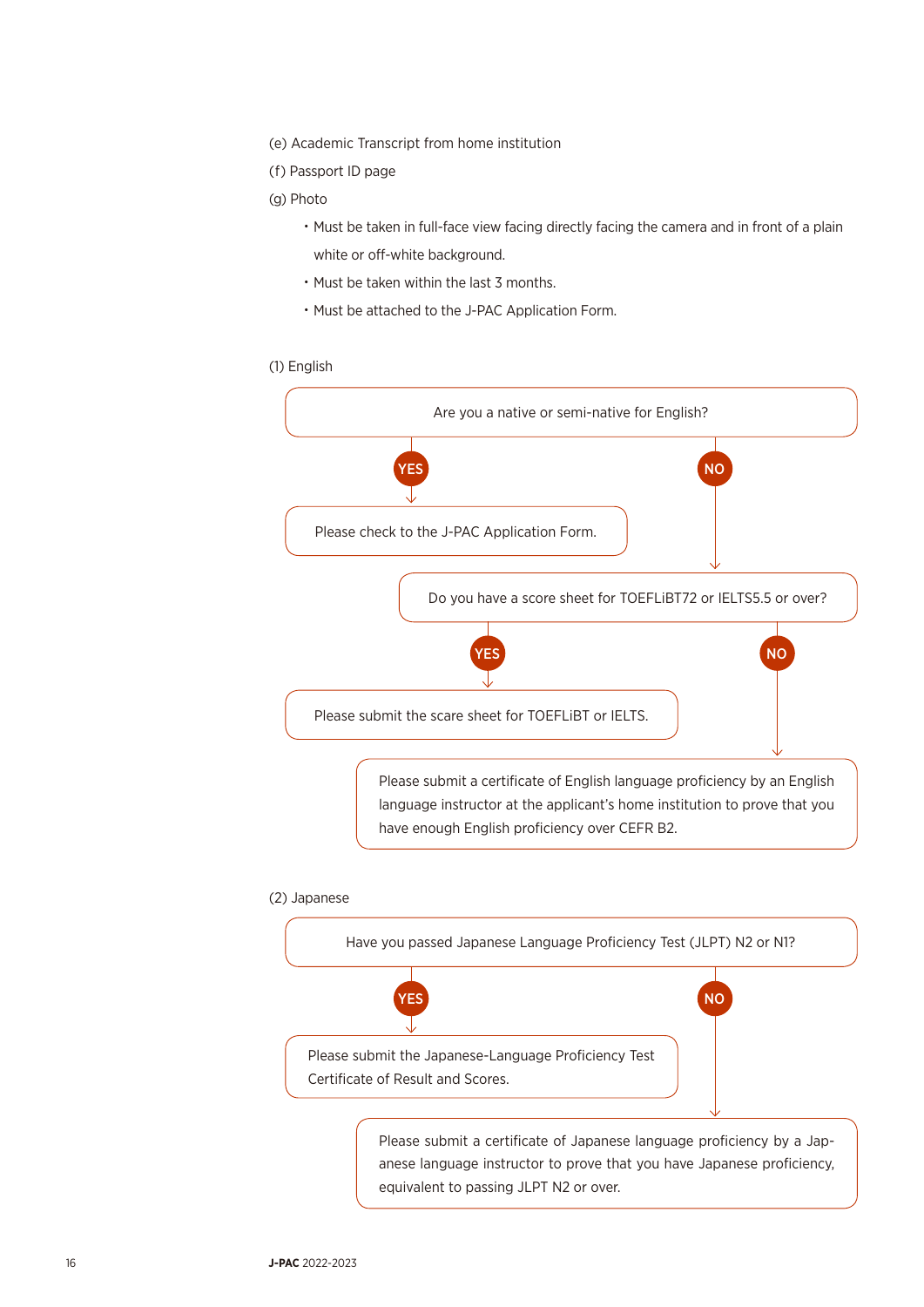(e) Academic Transcript from home institution

(f) Passport ID page

(g) Photo

- Must be taken in full-face view facing directly facing the camera and in front of a plain white or off-white background.
- Must be taken within the last 3 months.
- Must be attached to the J-PAC Application Form.

(1) English

Are you a native or semi-native for English?

YES → Please check to the J-PAC Application Form.

NO → Do you have a score sheet for TOEFLiBT72 or IELTS5.5 or over?

- YES → Please submit the scare sheet for TOEFLiBT or IELTS.
- NO → Please submit a certificate of English language proficiency by an English language instructor at the applicant's home institution to prove that you have enough English proficiency over CEFR B2.

(2) Japanese

Have you passed Japanese Language Proficiency Test (JLPT) N2 or N1?

YES → Please submit the Japanese-Language Proficiency Test Certificate of Result and Scores.

NO → Please submit a certificate of Japanese language proficiency by a Japanese language instructor to prove that you have Japanese proficiency, equivalent to passing JLPT N2 or over.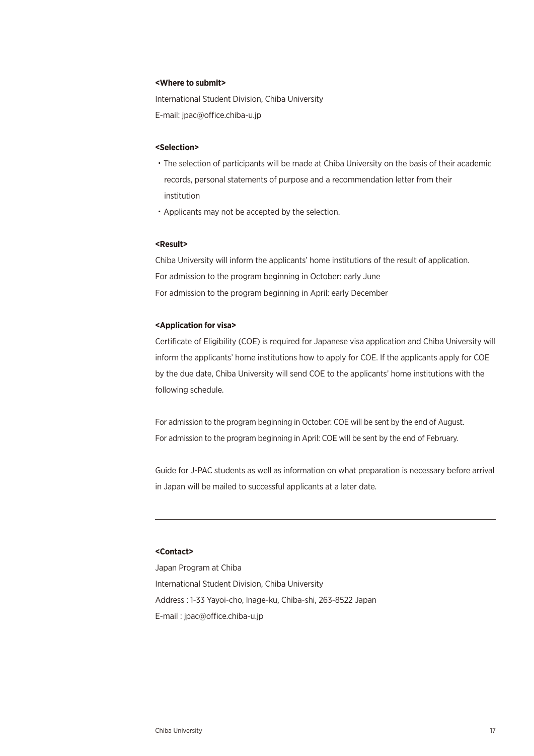**<Where to submit>**

International Student Division, Chiba University

E-mail: jpac@office.chiba-u.jp

**<Selection>**

・The selection of participants will be made at Chiba University on the basis of their academic records, personal statements of purpose and a recommendation letter from their institution

・Applicants may not be accepted by the selection.

**<Result>**

Chiba University will inform the applicants' home institutions of the result of application.

For admission to the program beginning in October: early June

For admission to the program beginning in April: early December

**<Application for visa>**

Certificate of Eligibility (COE) is required for Japanese visa application and Chiba University will inform the applicants' home institutions how to apply for COE. If the applicants apply for COE by the due date, Chiba University will send COE to the applicants' home institutions with the following schedule.

For admission to the program beginning in October: COE will be sent by the end of August.

For admission to the program beginning in April: COE will be sent by the end of February.

Guide for J-PAC students as well as information on what preparation is necessary before arrival in Japan will be mailed to successful applicants at a later date.

---

**<Contact>**

Japan Program at Chiba

International Student Division, Chiba University

Address : 1-33 Yayoi-cho, Inage-ku, Chiba-shi, 263-8522 Japan

E-mail : jpac@office.chiba-u.jp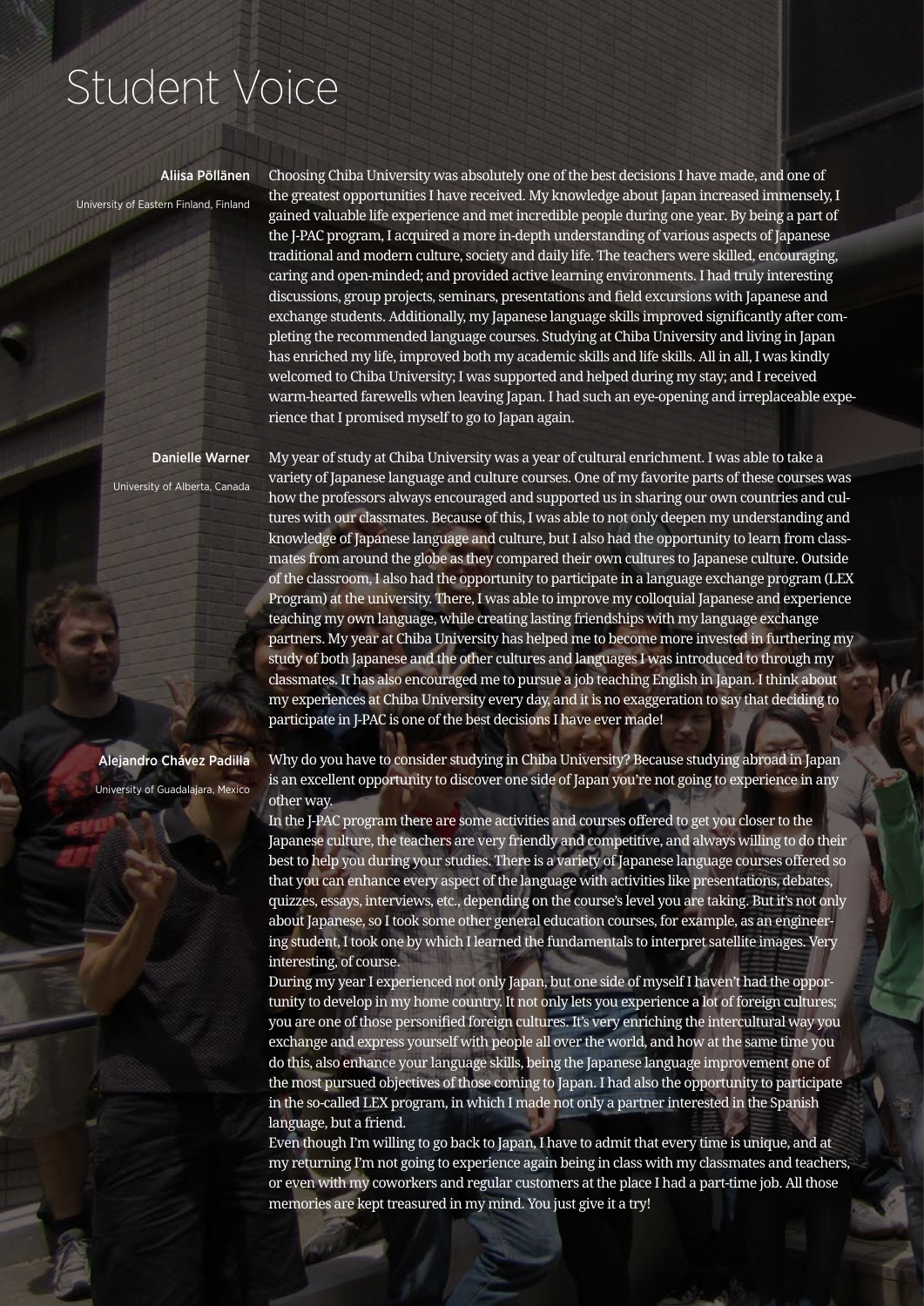# Student Voice

**Aliisa Pöllänen**
University of Eastern Finland, Finland

Choosing Chiba University was absolutely one of the best decisions I have made, and one of the greatest opportunities I have received. My knowledge about Japan increased immensely, I gained valuable life experience and met incredible people during one year. By being a part of the J-PAC program, I acquired a more in-depth understanding of various aspects of Japanese traditional and modern culture, society and daily life. The teachers were skilled, encouraging, caring and open-minded; and provided active learning environments. I had truly interesting discussions, group projects, seminars, presentations and field excursions with Japanese and exchange students. Additionally, my Japanese language skills improved significantly after completing the recommended language courses. Studying at Chiba University and living in Japan has enriched my life, improved both my academic skills and life skills. All in all, I was kindly welcomed to Chiba University; I was supported and helped during my stay; and I received warm-hearted farewells when leaving Japan. I had such an eye-opening and irreplaceable experience that I promised myself to go to Japan again.

**Danielle Warner**
University of Alberta, Canada

My year of study at Chiba University was a year of cultural enrichment. I was able to take a variety of Japanese language and culture courses. One of my favorite parts of these courses was how the professors always encouraged and supported us in sharing our own countries and cultures with our classmates. Because of this, I was able to not only deepen my understanding and knowledge of Japanese language and culture, but I also had the opportunity to learn from classmates from around the globe as they compared their own cultures to Japanese culture. Outside of the classroom, I also had the opportunity to participate in a language exchange program (LEX Program) at the university. There, I was able to improve my colloquial Japanese and experience teaching my own language, while creating lasting friendships with my language exchange partners. My year at Chiba University has helped me to become more invested in furthering my study of both Japanese and the other cultures and languages I was introduced to through my classmates. It has also encouraged me to pursue a job teaching English in Japan. I think about my experiences at Chiba University every day, and it is no exaggeration to say that deciding to participate in J-PAC is one of the best decisions I have ever made!

**Alejandro Chávez Padilla**
University of Guadalajara, Mexico

Why do you have to consider studying in Chiba University? Because studying abroad in Japan is an excellent opportunity to discover one side of Japan you're not going to experience in any other way.

In the J-PAC program there are some activities and courses offered to get you closer to the Japanese culture, the teachers are very friendly and competitive, and always willing to do their best to help you during your studies. There is a variety of Japanese language courses offered so that you can enhance every aspect of the language with activities like presentations, debates, quizzes, essays, interviews, etc., depending on the course's level you are taking. But it's not only about Japanese, so I took some other general education courses, for example, as an engineering student, I took one by which I learned the fundamentals to interpret satellite images. Very interesting, of course.

During my year I experienced not only Japan, but one side of myself I haven't had the opportunity to develop in my home country. It not only lets you experience a lot of foreign cultures; you are one of those personified foreign cultures. It's very enriching the intercultural way you exchange and express yourself with people all over the world, and how at the same time you do this, also enhance your language skills, being the Japanese language improvement one of the most pursued objectives of those coming to Japan. I had also the opportunity to participate in the so-called LEX program, in which I made not only a partner interested in the Spanish language, but a friend.

Even though I'm willing to go back to Japan, I have to admit that every time is unique, and at my returning I'm not going to experience again being in class with my classmates and teachers, or even with my coworkers and regular customers at the place I had a part-time job. All those memories are kept treasured in my mind. You just give it a try!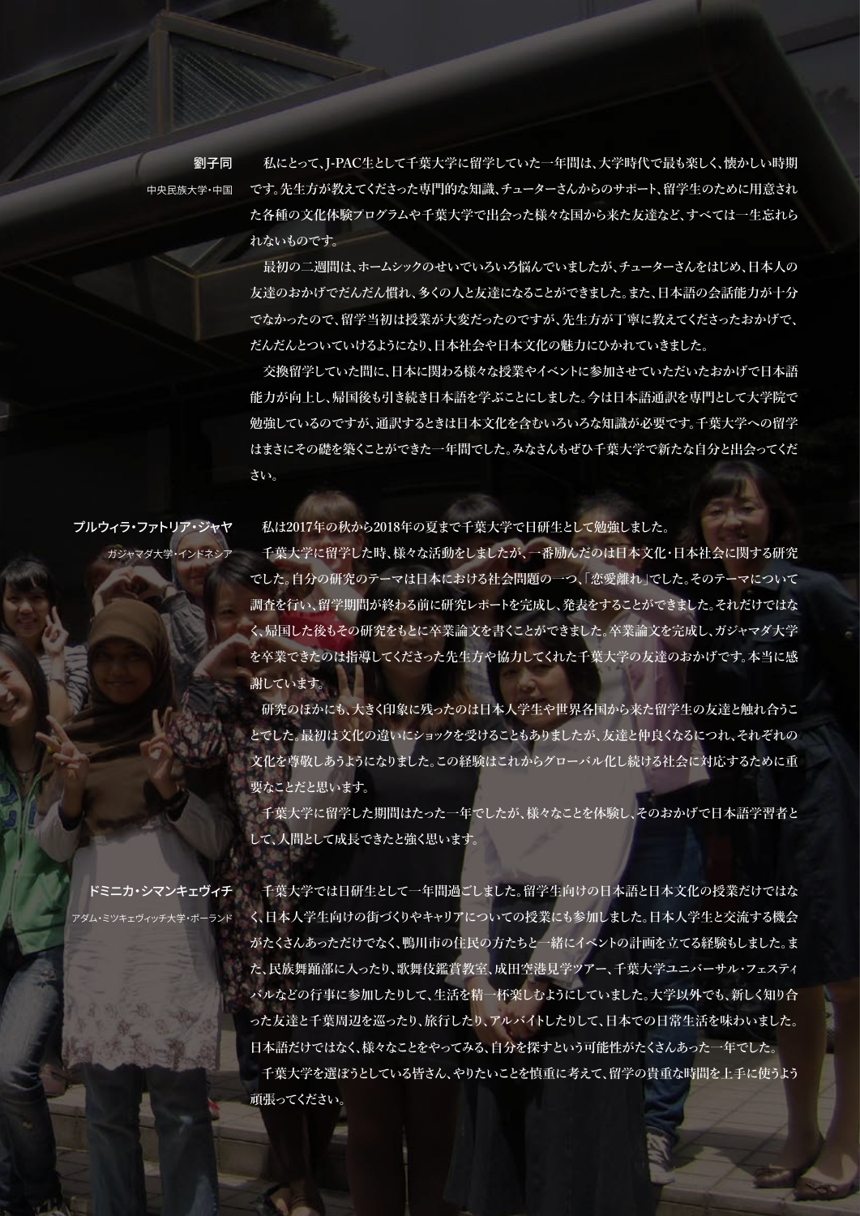**劉子同**
中央民族大学・中国

私にとって、J-PAC生として千葉大学に留学していた一年間は、大学時代で最も楽しく、懐かしい時期です。先生方が教えてくださった専門的な知識、チューターさんからのサポート、留学生のために用意された各種の文化体験プログラムや千葉大学で出会った様々な国から来た友達など、すべては一生忘れられないものです。

最初の二週間は、ホームシックのせいでいろいろ悩んでいましたが、チューターさんをはじめ、日本人の友達のおかげでだんだん慣れ、多くの人と友達になることができました。また、日本語の会話能力が十分でなかったので、留学当初は授業が大変だったのですが、先生方が丁寧に教えてくださったおかげで、だんだんとついていけるようになり、日本社会や日本文化の魅力にひかれていきました。

交換留学していた間に、日本に関わる様々な授業やイベントに参加させていただいたおかげで日本語能力が向上し、帰国後も引き続き日本語を学ぶことにしました。今は日本語通訳を専門として大学院で勉強しているのですが、通訳するときは日本文化を含むいろいろな知識が必要です。千葉大学への留学はまさにその礎を築くことができた一年間でした。みなさんもぜひ千葉大学で新たな自分と出会ってください。

**プルウィラ・ファトリア・ジャヤ**
ガジャマダ大学・インドネシア

私は2017年の秋から2018年の夏まで千葉大学で日研生として勉強しました。

千葉大学に留学した時、様々な活動をしましたが、一番励んだのは日本文化・日本社会に関する研究でした。自分の研究のテーマは日本における社会問題の一つ、「恋愛離れ」でした。そのテーマについて調査を行い、留学期間が終わる前に研究レポートを完成し、発表をすることができました。それだけではなく、帰国した後もその研究をもとに卒業論文を書くことができました。卒業論文を完成し、ガジャマダ大学を卒業できたのは指導してくださった先生方や協力してくれた千葉大学の友達のおかげです。本当に感謝しています。

研究のほかにも、大きく印象に残ったのは日本人学生や世界各国から来た留学生の友達と触れ合うことでした。最初は文化の違いにショックを受けることもありましたが、友達と仲良くなるにつれ、それぞれの文化を尊敬しあうようになりました。この経験はこれからグローバル化し続ける社会に対応するために重要なことだと思います。

千葉大学に留学した期間はたった一年でしたが、様々なことを体験し、そのおかげで日本語学習者として、人間として成長できたと強く思います。

**ドミニカ・シマンキェヴィチ**
アダム・ミツキェヴィッチ大学・ポーランド

千葉大学では日研生として一年間過ごしました。留学生向けの日本語と日本文化の授業だけではなく、日本人学生向けの街づくりやキャリアについての授業にも参加しました。日本人学生と交流する機会がたくさんあっただけでなく、鴨川市の住民の方たちと一緒にイベントの計画を立てる経験もしました。また、民族舞踊部に入ったり、歌舞伎鑑賞教室、成田空港見学ツアー、千葉大学ユニバーサル・フェスティバルなどの行事に参加したりして、生活を精一杯楽しむようにしていました。大学以外でも、新しく知り合った友達と千葉周辺を巡ったり、旅行したり、アルバイトしたりして、日本での日常生活を味わいました。日本語だけではなく、様々なことをやってみる、自分を探すという可能性がたくさんあった一年でした。

千葉大学を選ぼうとしている皆さん、やりたいことを慎重に考えて、留学の貴重な時間を上手に使うよう頑張ってください。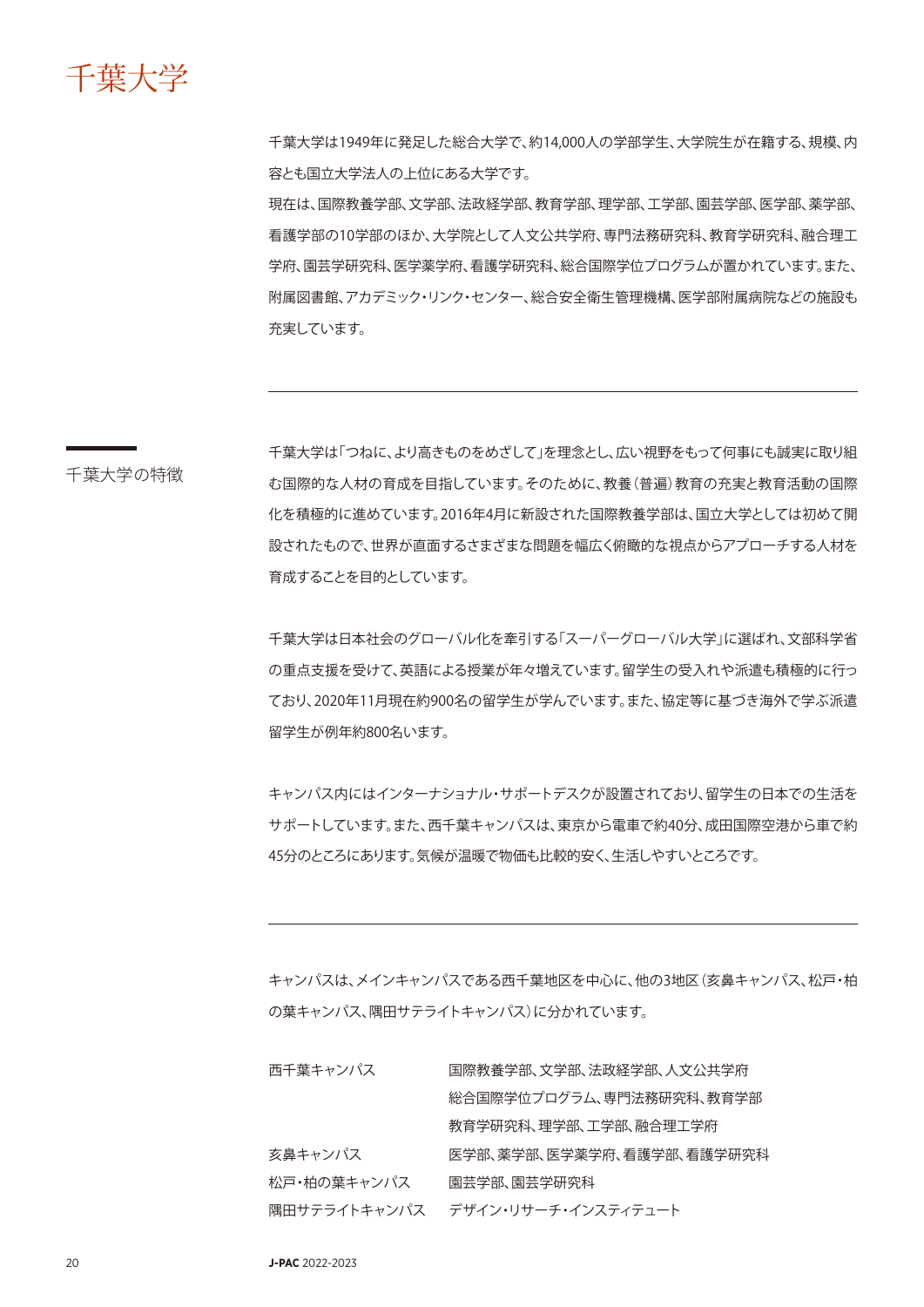# 千葉大学

千葉大学は1949年に発足した総合大学で、約14,000人の学部学生、大学院生が在籍する、規模、内容とも国立大学法人の上位にある大学です。
現在は、国際教養学部、文学部、法政経学部、教育学部、理学部、工学部、園芸学部、医学部、薬学部、看護学部の10学部のほか、大学院として人文公共学府、専門法務研究科、教育学研究科、融合理工学府、園芸学研究科、医学薬学府、看護学研究科、総合国際学位プログラムが置かれています。また、附属図書館、アカデミック・リンク・センター、総合安全衛生管理機構、医学部附属病院などの施設も充実しています。

---

## 千葉大学の特徴

千葉大学は「つねに、より高きものをめざして」を理念とし、広い視野をもって何事にも誠実に取り組む国際的な人材の育成を目指しています。そのために、教養（普遍）教育の充実と教育活動の国際化を積極的に進めています。2016年4月に新設された国際教養学部は、国立大学としては初めて開設されたもので、世界が直面するさまざまな問題を幅広く俯瞰的な視点からアプローチする人材を育成することを目的としています。

千葉大学は日本社会のグローバル化を牽引する「スーパーグローバル大学」に選ばれ、文部科学省の重点支援を受けて、英語による授業が年々増えています。留学生の受入れや派遣も積極的に行っており、2020年11月現在約900名の留学生が学んでいます。また、協定等に基づき海外で学ぶ派遣留学生が例年約800名います。

キャンパス内にはインターナショナル・サポートデスクが設置されており、留学生の日本での生活をサポートしています。また、西千葉キャンパスは、東京から電車で約40分、成田国際空港から車で約45分のところにあります。気候が温暖で物価も比較的安く、生活しやすいところです。

---

キャンパスは、メインキャンパスである西千葉地区を中心に、他の3地区（亥鼻キャンパス、松戸・柏の葉キャンパス、隅田サテライトキャンパス）に分かれています。

| キャンパス | 学部・研究科 |
|---|---|
| 西千葉キャンパス | 国際教養学部、文学部、法政経学部、人文公共学府<br>総合国際学位プログラム、専門法務研究科、教育学部<br>教育学研究科、理学部、工学部、融合理工学府 |
| 亥鼻キャンパス | 医学部、薬学部、医学薬学府、看護学部、看護学研究科 |
| 松戸・柏の葉キャンパス | 園芸学部、園芸学研究科 |
| 隅田サテライトキャンパス | デザイン・リサーチ・インスティテュート |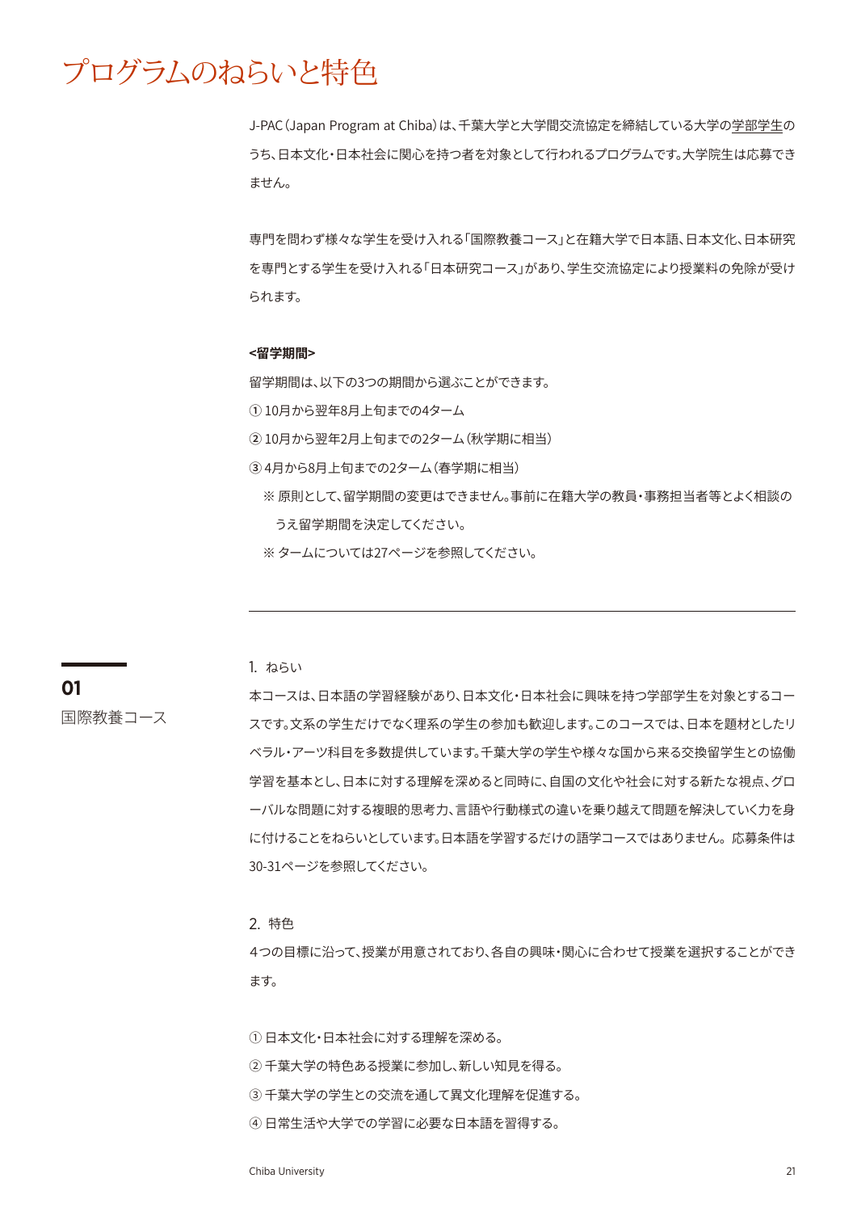# プログラムのねらいと特色

J-PAC（Japan Program at Chiba）は、千葉大学と大学間交流協定を締結している大学の学部学生のうち、日本文化・日本社会に関心を持つ者を対象として行われるプログラムです。大学院生は応募できません。

専門を問わず様々な学生を受け入れる「国際教養コース」と在籍大学で日本語、日本文化、日本研究を専門とする学生を受け入れる「日本研究コース」があり、学生交流協定により授業料の免除が受けられます。

**<留学期間>**

留学期間は、以下の3つの期間から選ぶことができます。

① 10月から翌年8月上旬までの4ターム

② 10月から翌年2月上旬までの2ターム（秋学期に相当）

③ 4月から8月上旬までの2ターム（春学期に相当）

※ 原則として、留学期間の変更はできません。事前に在籍大学の教員・事務担当者等とよく相談のうえ留学期間を決定してください。

※ タームについては27ページを参照してください。

---

## 01 国際教養コース

### 1. ねらい

本コースは、日本語の学習経験があり、日本文化・日本社会に興味を持つ学部学生を対象とするコースです。文系の学生だけでなく理系の学生の参加も歓迎します。このコースでは、日本を題材としたリベラル・アーツ科目を多数提供しています。千葉大学の学生や様々な国から来る交換留学生との協働学習を基本とし、日本に対する理解を深めると同時に、自国の文化や社会に対する新たな視点、グローバルな問題に対する複眼的思考力、言語や行動様式の違いを乗り越えて問題を解決していく力を身に付けることをねらいとしています。日本語を学習するだけの語学コースではありません。 応募条件は30-31ページを参照してください。

### 2. 特色

4つの目標に沿って、授業が用意されており、各自の興味・関心に合わせて授業を選択することができます。

① 日本文化・日本社会に対する理解を深める。

② 千葉大学の特色ある授業に参加し、新しい知見を得る。

③ 千葉大学の学生との交流を通して異文化理解を促進する。

④ 日常生活や大学での学習に必要な日本語を習得する。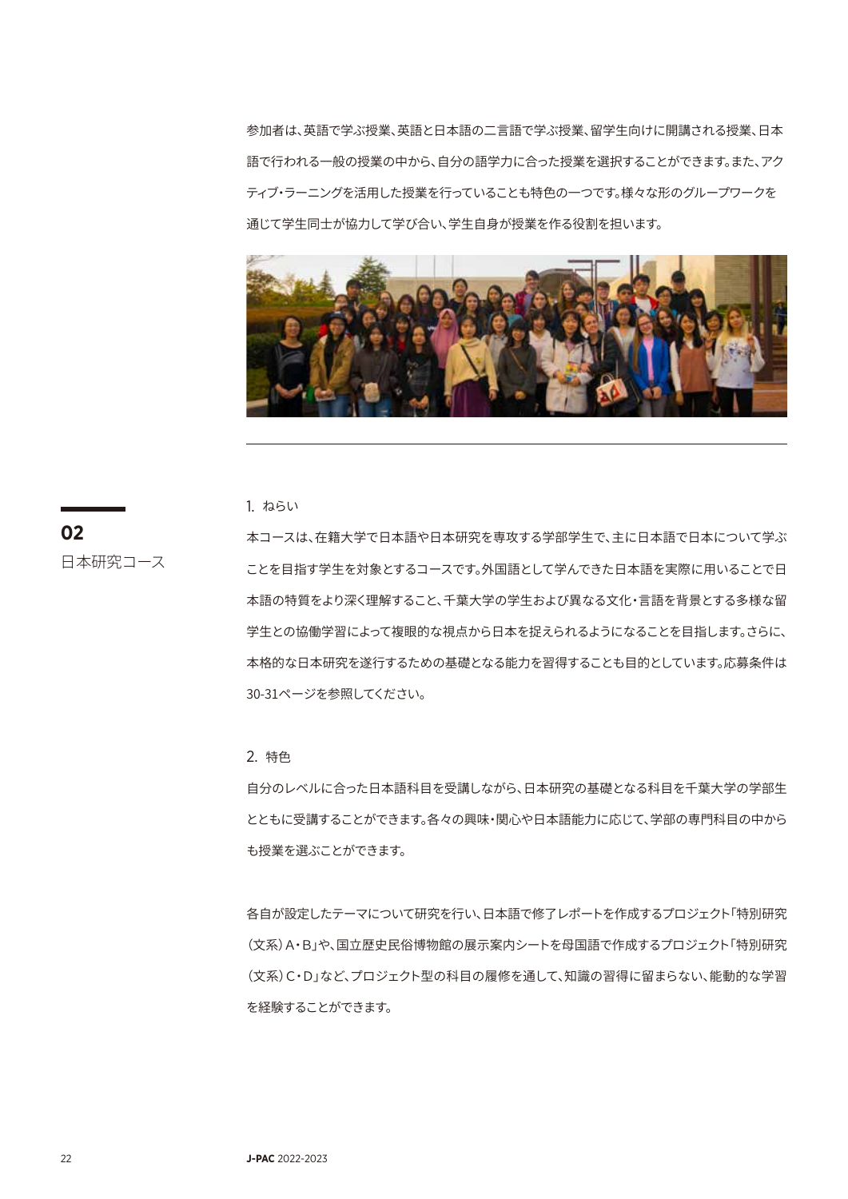参加者は、英語で学ぶ授業、英語と日本語の二言語で学ぶ授業、留学生向けに開講される授業、日本語で行われる一般の授業の中から、自分の語学力に合った授業を選択することができます。また、アクティブ・ラーニングを活用した授業を行っていることも特色の一つです。様々な形のグループワークを通じて学生同士が協力して学び合い、学生自身が授業を作る役割を担います。

---

## 02
## 日本研究コース

### 1. ねらい

本コースは、在籍大学で日本語や日本研究を専攻する学部学生で、主に日本語で日本について学ぶことを目指す学生を対象とするコースです。外国語として学んできた日本語を実際に用いることで日本語の特質をより深く理解すること、千葉大学の学生および異なる文化・言語を背景とする多様な留学生との協働学習によって複眼的な視点から日本を捉えられるようになることを目指します。さらに、本格的な日本研究を遂行するための基礎となる能力を習得することも目的としています。応募条件は30-31ページを参照してください。

### 2. 特色

自分のレベルに合った日本語科目を受講しながら、日本研究の基礎となる科目を千葉大学の学部生とともに受講することができます。各々の興味・関心や日本語能力に応じて、学部の専門科目の中からも授業を選ぶことができます。

各自が設定したテーマについて研究を行い、日本語で修了レポートを作成するプロジェクト「特別研究（文系）A・B」や、国立歴史民俗博物館の展示案内シートを母国語で作成するプロジェクト「特別研究（文系）C・D」など、プロジェクト型の科目の履修を通して、知識の習得に留まらない、能動的な学習を経験することができます。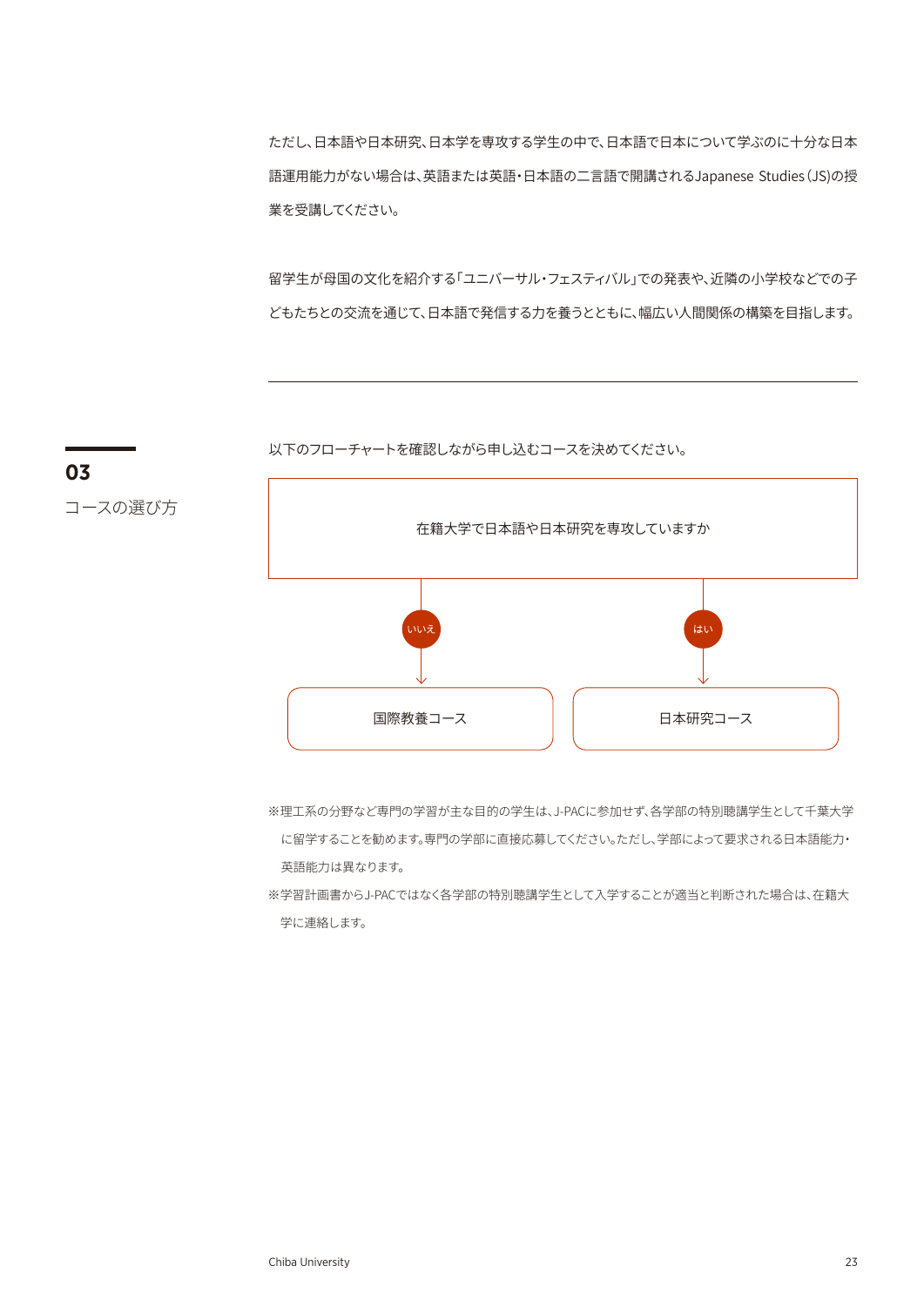ただし、日本語や日本研究、日本学を専攻する学生の中で、日本語で日本について学ぶのに十分な日本語運用能力がない場合は、英語または英語・日本語の二言語で開講されるJapanese Studies（JS)の授業を受講してください。

留学生が母国の文化を紹介する「ユニバーサル・フェスティバル」での発表や、近隣の小学校などでの子どもたちとの交流を通じて、日本語で発信する力を養うとともに、幅広い人間関係の構築を目指します。

---

## 03 コースの選び方

以下のフローチャートを確認しながら申し込むコースを決めてください。

在籍大学で日本語や日本研究を専攻していますか

- いいえ → 国際教養コース
- はい → 日本研究コース

※理工系の分野など専門の学習が主な目的の学生は、J-PACに参加せず、各学部の特別聴講学生として千葉大学に留学することを勧めます。専門の学部に直接応募してください。ただし、学部によって要求される日本語能力・英語能力は異なります。

※学習計画書からJ-PACではなく各学部の特別聴講学生として入学することが適当と判断された場合は、在籍大学に連絡します。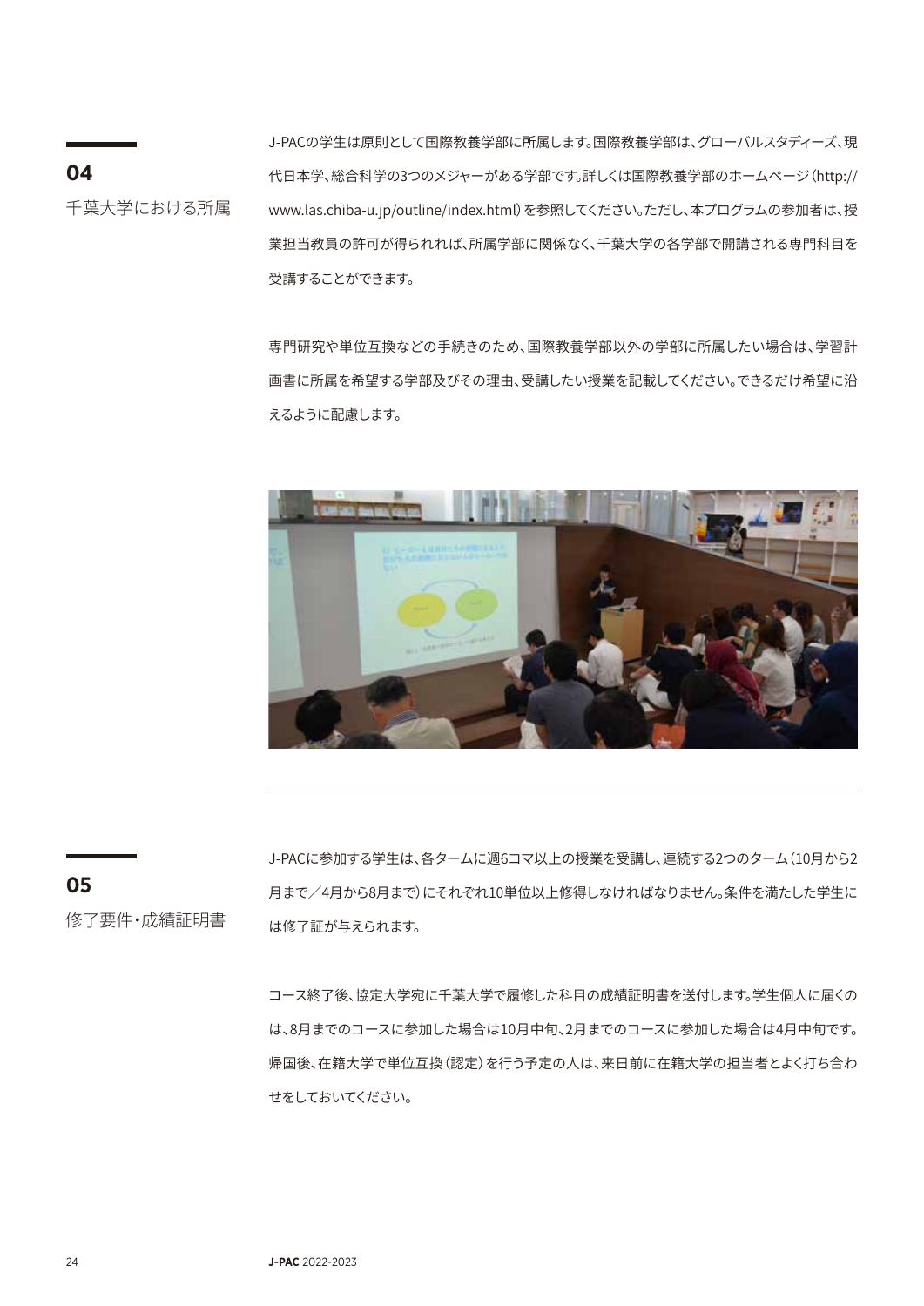## 04 千葉大学における所属

J-PACの学生は原則として国際教養学部に所属します。国際教養学部は、グローバルスタディーズ、現代日本学、総合科学の3つのメジャーがある学部です。詳しくは国際教養学部のホームページ（http://www.las.chiba-u.jp/outline/index.html）を参照してください。ただし、本プログラムの参加者は、授業担当教員の許可が得られれば、所属学部に関係なく、千葉大学の各学部で開講される専門科目を受講することができます。

専門研究や単位互換などの手続きのため、国際教養学部以外の学部に所属したい場合は、学習計画書に所属を希望する学部及びその理由、受講したい授業を記載してください。できるだけ希望に沿えるように配慮します。

## 05 修了要件・成績証明書

J-PACに参加する学生は、各タームに週6コマ以上の授業を受講し、連続する2つのターム（10月から2月まで／4月から8月まで）にそれぞれ10単位以上修得しなければなりません。条件を満たした学生には修了証が与えられます。

コース終了後、協定大学宛に千葉大学で履修した科目の成績証明書を送付します。学生個人に届くのは、8月までのコースに参加した場合は10月中旬、2月までのコースに参加した場合は4月中旬です。帰国後、在籍大学で単位互換（認定）を行う予定の人は、来日前に在籍大学の担当者とよく打ち合わせをしておいてください。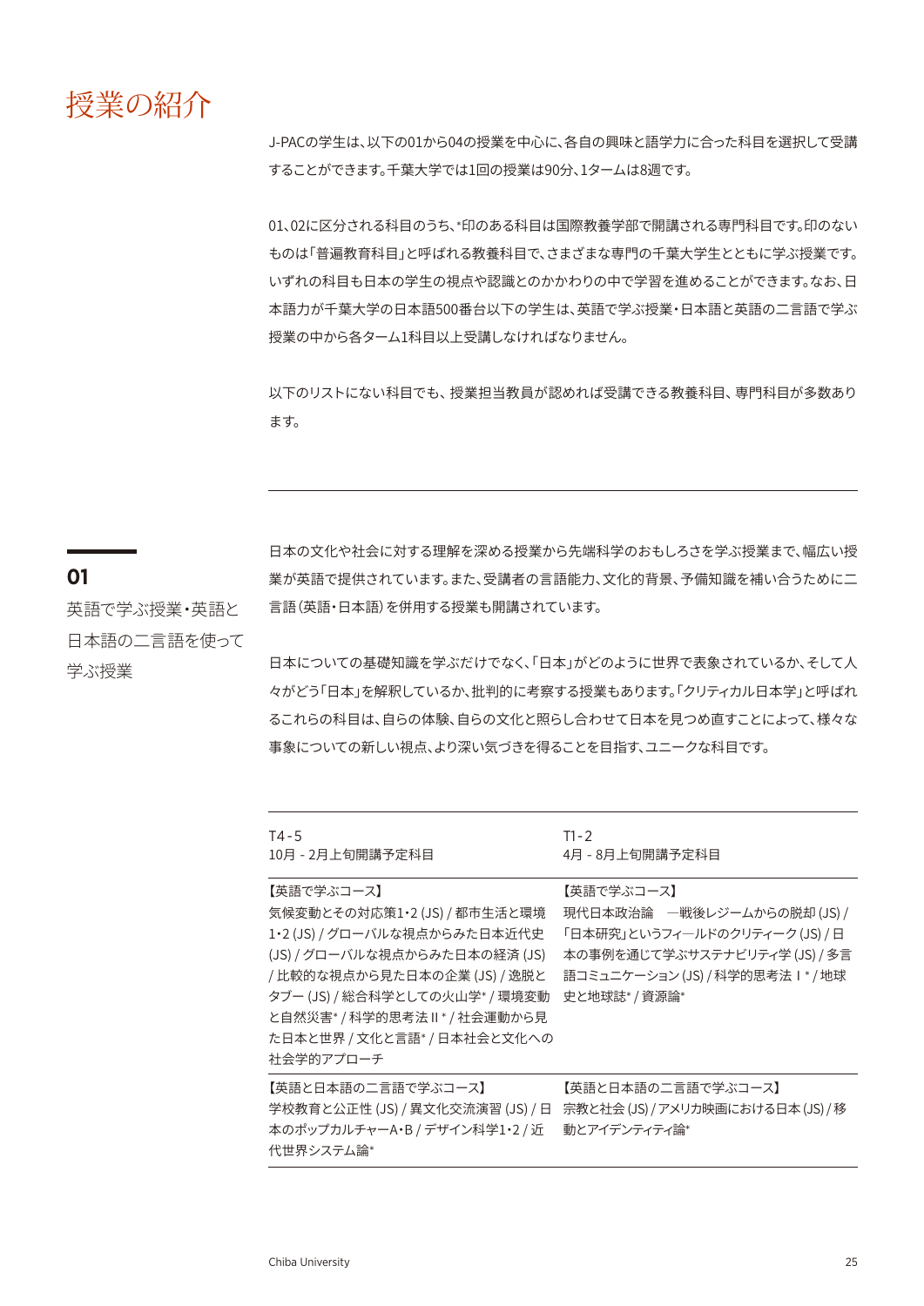# 授業の紹介

J-PACの学生は、以下の01から04の授業を中心に、各自の興味と語学力に合った科目を選択して受講することができます。千葉大学では1回の授業は90分、1タームは8週です。

01、02に区分される科目のうち、*印のある科目は国際教養学部で開講される専門科目です。印のないものは「普遍教育科目」と呼ばれる教養科目で、さまざまな専門の千葉大学生とともに学ぶ授業です。いずれの科目も日本の学生の視点や認識とのかかわりの中で学習を進めることができます。なお、日本語力が千葉大学の日本語500番台以下の学生は、英語で学ぶ授業・日本語と英語の二言語で学ぶ授業の中から各ターム1科目以上受講しなければなりません。

以下のリストにない科目でも、授業担当教員が認めれば受講できる教養科目、専門科目が多数あります。

---

## 01
### 英語で学ぶ授業・英語と日本語の二言語を使って学ぶ授業

日本の文化や社会に対する理解を深める授業から先端科学のおもしろさを学ぶ授業まで、幅広い授業が英語で提供されています。また、受講者の言語能力、文化的背景、予備知識を補い合うために二言語（英語・日本語）を併用する授業も開講されています。

日本についての基礎知識を学ぶだけでなく、「日本」がどのように世界で表象されているか、そして人々がどう「日本」を解釈しているか、批判的に考察する授業もあります。「クリティカル日本学」と呼ばれるこれらの科目は、自らの体験、自らの文化と照らし合わせて日本を見つめ直すことによって、様々な事象についての新しい視点、より深い気づきを得ることを目指す、ユニークな科目です。

| T4 - 5<br>10月 - 2月上旬開講予定科目 | T1 - 2<br>4月 - 8月上旬開講予定科目 |
|---|---|
| 【英語で学ぶコース】<br>気候変動とその対応策1・2 (JS) / 都市生活と環境1・2 (JS) / グローバルな視点からみた日本近代史 (JS) / グローバルな視点からみた日本の経済 (JS) / 比較的な視点から見た日本の企業 (JS) / 逸脱とタブー (JS) / 総合科学としての火山学* / 環境変動と自然災害* / 科学的思考法 II * / 社会運動から見た日本と世界 / 文化と言語* / 日本社会と文化への社会学的アプローチ | 【英語で学ぶコース】<br>現代日本政治論　―戦後レジームからの脱却 (JS) / 「日本研究」というフィ―ルドのクリティーク (JS) / 日本の事例を通じて学ぶサステナビリティ学 (JS) / 多言語コミュニケーション (JS) / 科学的思考法 I * / 地球史と地球誌* / 資源論* |
| 【英語と日本語の二言語で学ぶコース】<br>学校教育と公正性 (JS) / 異文化交流演習 (JS) / 日本のポップカルチャーA・B / デザイン科学1・2 / 近代世界システム論* | 【英語と日本語の二言語で学ぶコース】<br>宗教と社会 (JS) / アメリカ映画における日本 (JS) / 移動とアイデンティティ論* |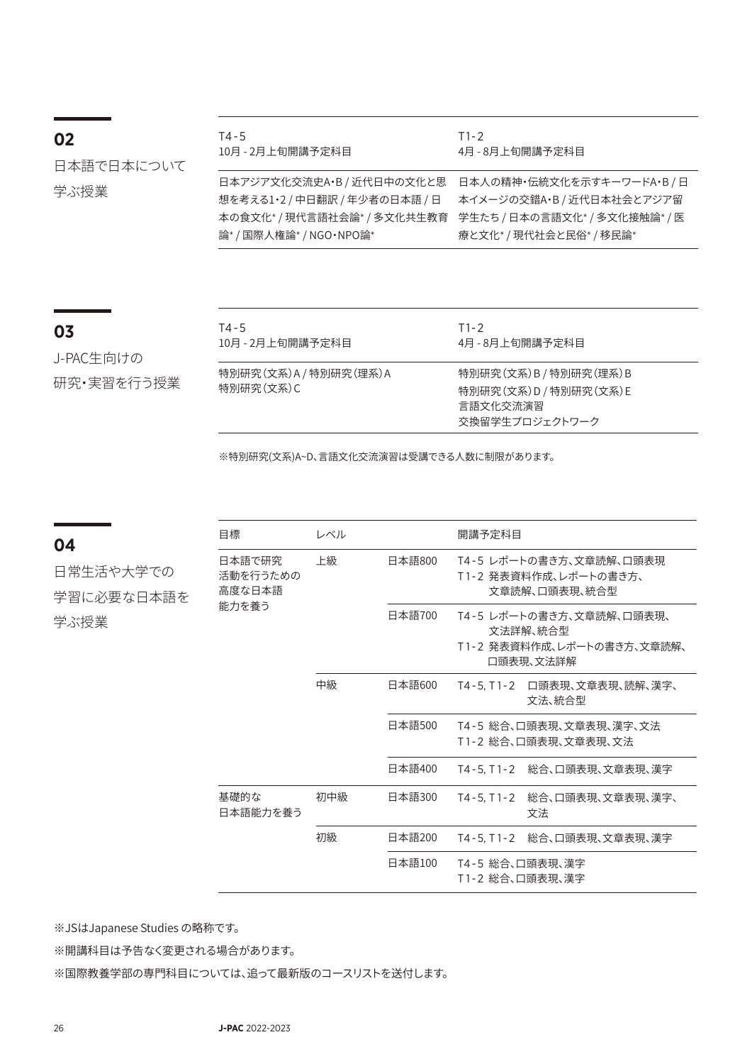## 02

日本語で日本について学ぶ授業

| T4-5<br>10月 - 2月上旬開講予定科目 | T1-2<br>4月 - 8月上旬開講予定科目 |
|---|---|
| 日本アジア文化交流史A・B / 近代日中の文化と思想を考える1・2 / 中日翻訳 / 年少者の日本語 / 日本の食文化* / 現代言語社会論* / 多文化共生教育論* / 国際人権論* / NGO・NPO論* | 日本人の精神・伝統文化を示すキーワードA・B / 日本イメージの交錯A・B / 近代日本社会とアジア留学生たち / 日本の言語文化* / 多文化接触論* / 医療と文化* / 現代社会と民俗* / 移民論* |

## 03

J-PAC生向けの研究・実習を行う授業

| T4-5<br>10月 - 2月上旬開講予定科目 | T1-2<br>4月 - 8月上旬開講予定科目 |
|---|---|
| 特別研究（文系）A / 特別研究（理系）A<br>特別研究（文系）C | 特別研究（文系）B / 特別研究（理系）B<br>特別研究（文系）D / 特別研究（文系）E<br>言語文化交流演習<br>交換留学生プロジェクトワーク |

※特別研究(文系)A~D、言語文化交流演習は受講できる人数に制限があります。

## 04

日常生活や大学での学習に必要な日本語を学ぶ授業

| 目標 | レベル | | 開講予定科目 |
|---|---|---|---|
| 日本語で研究活動を行うための高度な日本語能力を養う | 上級 | 日本語800 | T4-5 レポートの書き方、文章読解、口頭表現<br>T1-2 発表資料作成、レポートの書き方、文章読解、口頭表現、統合型 |
| | | 日本語700 | T4-5 レポートの書き方、文章読解、口頭表現、文法詳解、統合型<br>T1-2 発表資料作成、レポートの書き方、文章読解、口頭表現、文法詳解 |
| | 中級 | 日本語600 | T4-5, T1-2 口頭表現、文章表現、読解、漢字、文法、統合型 |
| | | 日本語500 | T4-5 総合、口頭表現、文章表現、漢字、文法<br>T1-2 総合、口頭表現、文章表現、文法 |
| | | 日本語400 | T4-5, T1-2 総合、口頭表現、文章表現、漢字 |
| 基礎的な日本語能力を養う | 初中級 | 日本語300 | T4-5, T1-2 総合、口頭表現、文章表現、漢字、文法 |
| | 初級 | 日本語200 | T4-5, T1-2 総合、口頭表現、文章表現、漢字 |
| | | 日本語100 | T4-5 総合、口頭表現、漢字<br>T1-2 総合、口頭表現、漢字 |

※JSはJapanese Studies の略称です。

※開講科目は予告なく変更される場合があります。

※国際教養学部の専門科目については、追って最新版のコースリストを送付します。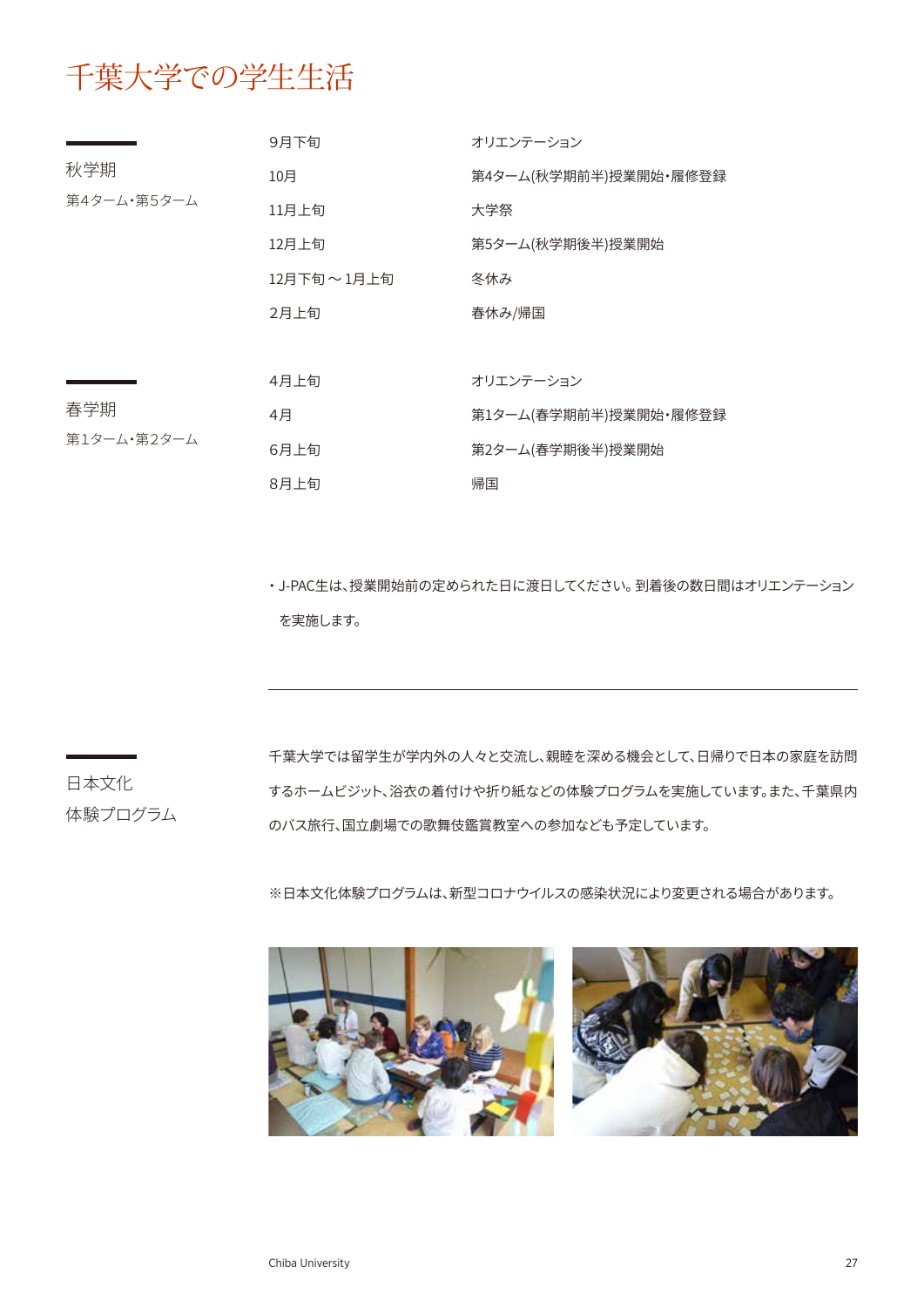# 千葉大学での学生生活

## 秋学期

第4ターム・第5ターム

| | |
|---|---|
| 9月下旬 | オリエンテーション |
| 10月 | 第4ターム(秋学期前半)授業開始・履修登録 |
| 11月上旬 | 大学祭 |
| 12月上旬 | 第5ターム(秋学期後半)授業開始 |
| 12月下旬～1月上旬 | 冬休み |
| 2月上旬 | 春休み/帰国 |

## 春学期

第1ターム・第2ターム

| | |
|---|---|
| 4月上旬 | オリエンテーション |
| 4月 | 第1ターム(春学期前半)授業開始・履修登録 |
| 6月上旬 | 第2ターム(春学期後半)授業開始 |
| 8月上旬 | 帰国 |

・J-PAC生は、授業開始前の定められた日に渡日してください。到着後の数日間はオリエンテーションを実施します。

---

## 日本文化体験プログラム

千葉大学では留学生が学内外の人々と交流し、親睦を深める機会として、日帰りで日本の家庭を訪問するホームビジット、浴衣の着付けや折り紙などの体験プログラムを実施しています。また、千葉県内のバス旅行、国立劇場での歌舞伎鑑賞教室への参加なども予定しています。

※日本文化体験プログラムは、新型コロナウイルスの感染状況により変更される場合があります。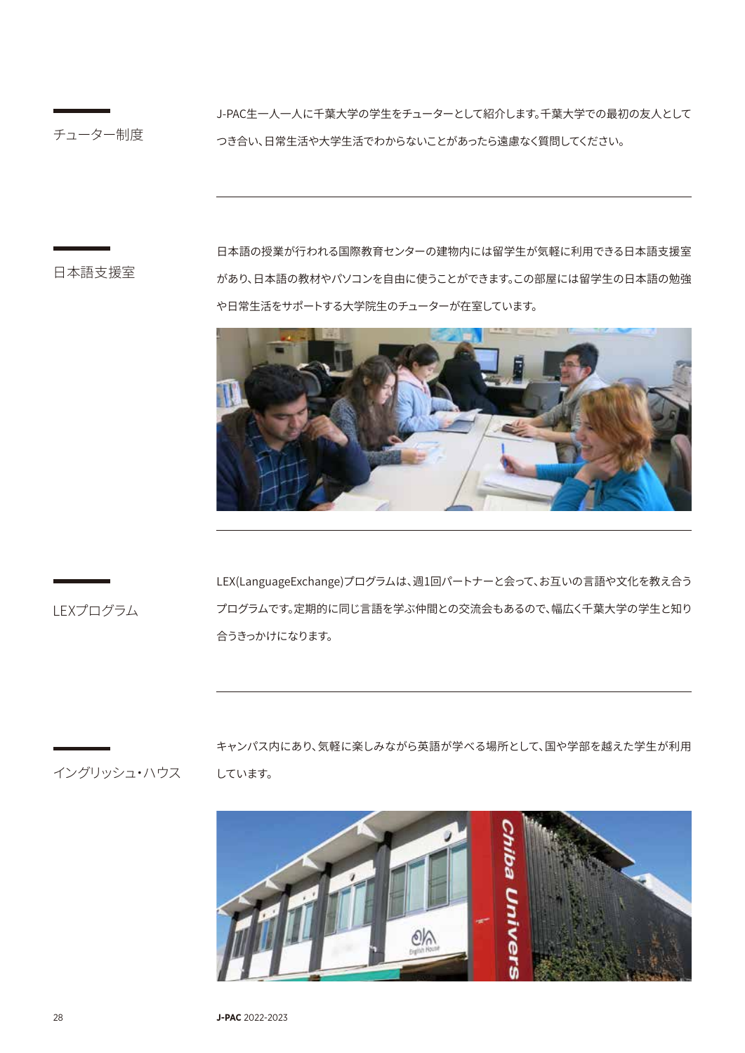## チューター制度

J-PAC生一人一人に千葉大学の学生をチューターとして紹介します。千葉大学での最初の友人としてつき合い、日常生活や大学生活でわからないことがあったら遠慮なく質問してください。

## 日本語支援室

日本語の授業が行われる国際教育センターの建物内には留学生が気軽に利用できる日本語支援室があり、日本語の教材やパソコンを自由に使うことができます。この部屋には留学生の日本語の勉強や日常生活をサポートする大学院生のチューターが在室しています。

## LEXプログラム

LEX(LanguageExchange)プログラムは、週1回パートナーと会って、お互いの言語や文化を教え合うプログラムです。定期的に同じ言語を学ぶ仲間との交流会もあるので、幅広く千葉大学の学生と知り合うきっかけになります。

## イングリッシュ・ハウス

キャンパス内にあり、気軽に楽しみながら英語が学べる場所として、国や学部を越えた学生が利用しています。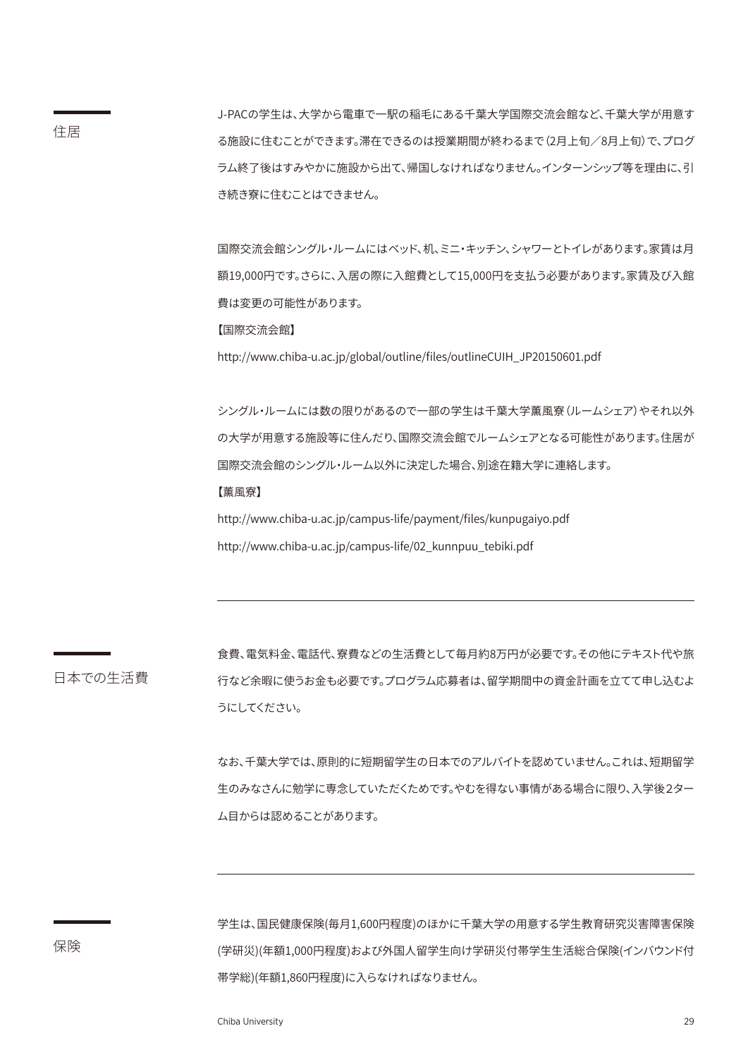## 住居

J-PACの学生は、大学から電車で一駅の稲毛にある千葉大学国際交流会館など、千葉大学が用意する施設に住むことができます。滞在できるのは授業期間が終わるまで（2月上旬／8月上旬）で、プログラム終了後はすみやかに施設から出て、帰国しなければなりません。インターンシップ等を理由に、引き続き寮に住むことはできません。

国際交流会館シングル・ルームにはベッド、机、ミニ・キッチン、シャワーとトイレがあります。家賃は月額19,000円です。さらに、入居の際に入館費として15,000円を支払う必要があります。家賃及び入館費は変更の可能性があります。

【国際交流会館】

http://www.chiba-u.ac.jp/global/outline/files/outlineCUIH_JP20150601.pdf

シングル・ルームには数の限りがあるので一部の学生は千葉大学薫風寮（ルームシェア）やそれ以外の大学が用意する施設等に住んだり、国際交流会館でルームシェアとなる可能性があります。住居が国際交流会館のシングル・ルーム以外に決定した場合、別途在籍大学に連絡します。

【薫風寮】

http://www.chiba-u.ac.jp/campus-life/payment/files/kunpugaiyo.pdf

http://www.chiba-u.ac.jp/campus-life/02_kunnpuu_tebiki.pdf

---

## 日本での生活費

食費、電気料金、電話代、寮費などの生活費として毎月約8万円が必要です。その他にテキスト代や旅行など余暇に使うお金も必要です。プログラム応募者は、留学期間中の資金計画を立てて申し込むようにしてください。

なお、千葉大学では、原則的に短期留学生の日本でのアルバイトを認めていません。これは、短期留学生のみなさんに勉学に専念していただくためです。やむを得ない事情がある場合に限り、入学後2ターム目からは認めることがあります。

---

## 保険

学生は、国民健康保険(毎月1,600円程度)のほかに千葉大学の用意する学生教育研究災害障害保険(学研災)(年額1,000円程度)および外国人留学生向け学研災付帯学生生活総合保険(インバウンド付帯学総)(年額1,860円程度)に入らなければなりません。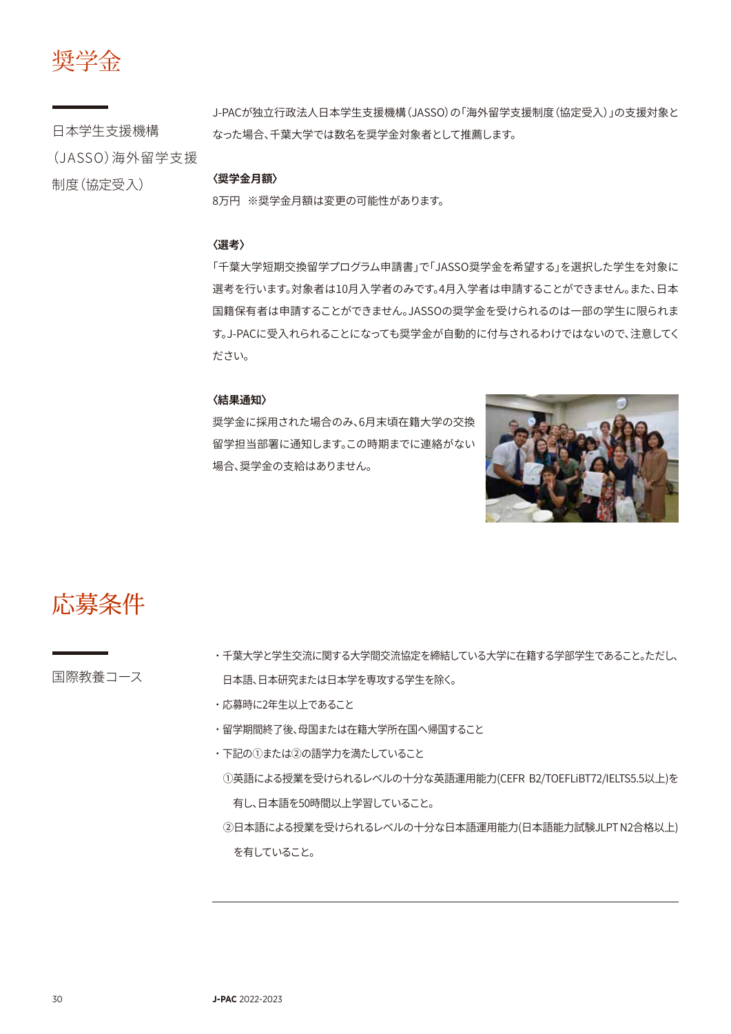# 奨学金

## 日本学生支援機構（JASSO）海外留学支援制度（協定受入）

J-PACが独立行政法人日本学生支援機構（JASSO）の「海外留学支援制度（協定受入）」の支援対象となった場合、千葉大学では数名を奨学金対象者として推薦します。

**〈奨学金月額〉**

8万円　※奨学金月額は変更の可能性があります。

**〈選考〉**

「千葉大学短期交換留学プログラム申請書」で「JASSO奨学金を希望する」を選択した学生を対象に選考を行います。対象者は10月入学者のみです。4月入学者は申請することができません。また、日本国籍保有者は申請することができません。JASSOの奨学金を受けられるのは一部の学生に限られます。J-PACに受入れられることになっても奨学金が自動的に付与されるわけではないので、注意してください。

**〈結果通知〉**

奨学金に採用された場合のみ、6月末頃在籍大学の交換留学担当部署に通知します。この時期までに連絡がない場合、奨学金の支給はありません。

# 応募条件

## 国際教養コース

・千葉大学と学生交流に関する大学間交流協定を締結している大学に在籍する学部学生であること。ただし、日本語、日本研究または日本学を専攻する学生を除く。

・応募時に2年生以上であること

・留学期間終了後、母国または在籍大学所在国へ帰国すること

・下記の①または②の語学力を満たしていること

①英語による授業を受けられるレベルの十分な英語運用能力(CEFR B2/TOEFLiBT72/IELTS5.5以上)を有し、日本語を50時間以上学習していること。

②日本語による授業を受けられるレベルの十分な日本語運用能力(日本語能力試験JLPT N2合格以上)を有していること。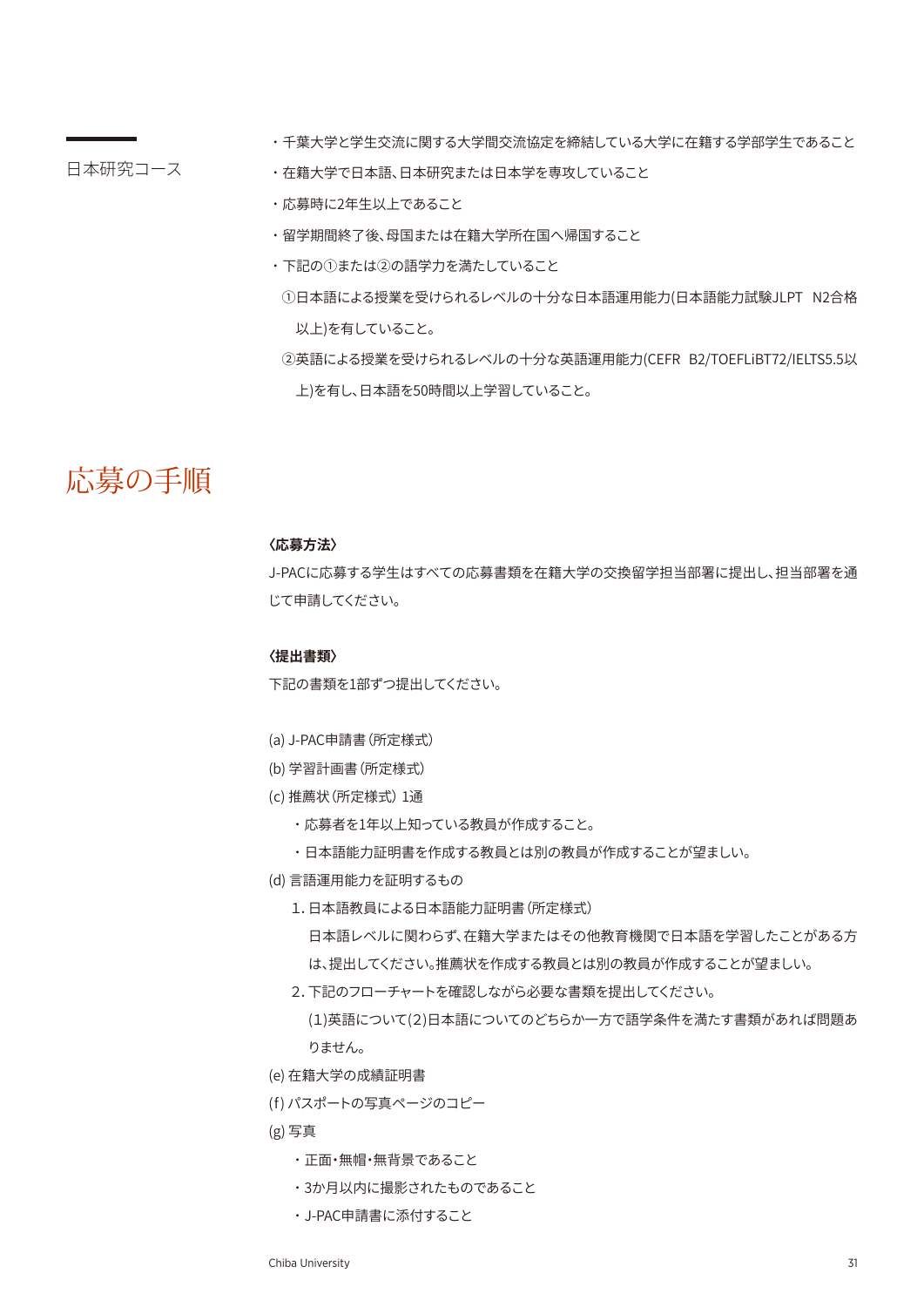日本研究コース

・千葉大学と学生交流に関する大学間交流協定を締結している大学に在籍する学部学生であること
・在籍大学で日本語、日本研究または日本学を専攻していること
・応募時に2年生以上であること
・留学期間終了後、母国または在籍大学所在国へ帰国すること
・下記の①または②の語学力を満たしていること
　①日本語による授業を受けられるレベルの十分な日本語運用能力(日本語能力試験JLPT　N2合格以上)を有していること。
　②英語による授業を受けられるレベルの十分な英語運用能力(CEFR　B2/TOEFLiBT72/IELTS5.5以上)を有し、日本語を50時間以上学習していること。

# 応募の手順

**〈応募方法〉**

J-PACに応募する学生はすべての応募書類を在籍大学の交換留学担当部署に提出し、担当部署を通じて申請してください。

**〈提出書類〉**

下記の書類を1部ずつ提出してください。

(a) J-PAC申請書（所定様式）
(b) 学習計画書（所定様式）
(c) 推薦状（所定様式） 1通
　・応募者を1年以上知っている教員が作成すること。
　・日本語能力証明書を作成する教員とは別の教員が作成することが望ましい。
(d) 言語運用能力を証明するもの
　1. 日本語教員による日本語能力証明書（所定様式）
　　日本語レベルに関わらず、在籍大学またはその他教育機関で日本語を学習したことがある方は、提出してください。推薦状を作成する教員とは別の教員が作成することが望ましい。
　2. 下記のフローチャートを確認しながら必要な書類を提出してください。
　　(1)英語について(2)日本語についてのどちらか一方で語学条件を満たす書類があれば問題ありません。
(e) 在籍大学の成績証明書
(f) パスポートの写真ページのコピー
(g) 写真
　・正面・無帽・無背景であること
　・3か月以内に撮影されたものであること
　・J-PAC申請書に添付すること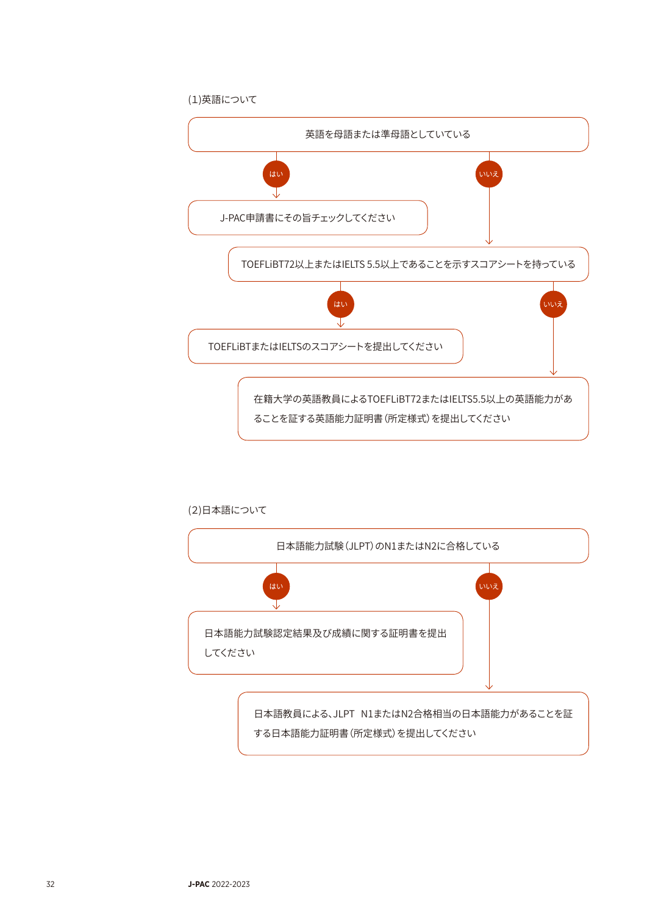(1)英語について

英語を母語または準母語としている

はい

J-PAC申請書にその旨チェックしてください

いいえ

TOEFLiBT72以上またはIELTS 5.5以上であることを示すスコアシートを持っている

はい

TOEFLiBTまたはIELTSのスコアシートを提出してください

いいえ

在籍大学の英語教員によるTOEFLiBT72またはIELTS5.5以上の英語能力があることを証する英語能力証明書（所定様式）を提出してください

(2)日本語について

日本語能力試験（JLPT）のN1またはN2に合格している

はい

日本語能力試験認定結果及び成績に関する証明書を提出してください

いいえ

日本語教員による、JLPT　N1またはN2合格相当の日本語能力があることを証する日本語能力証明書（所定様式）を提出してください